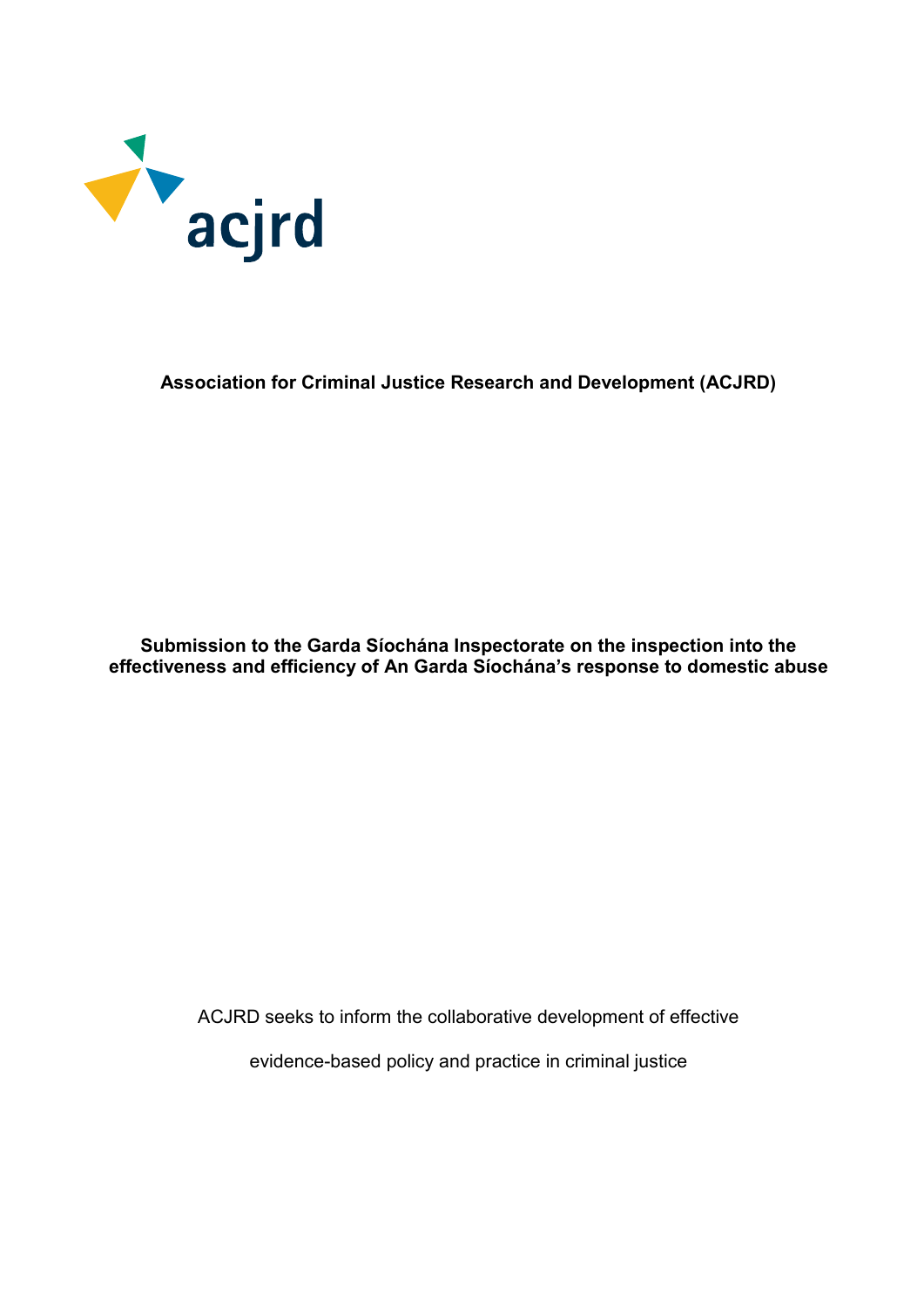acjrd

**Association for Criminal Justice Research and Development (ACJRD)**

**Submission to the Garda Síochána Inspectorate on the inspection into the effectiveness and efficiency of An Garda Síochána's response to domestic abuse**

ACJRD seeks to inform the collaborative development of effective

evidence-based policy and practice in criminal justice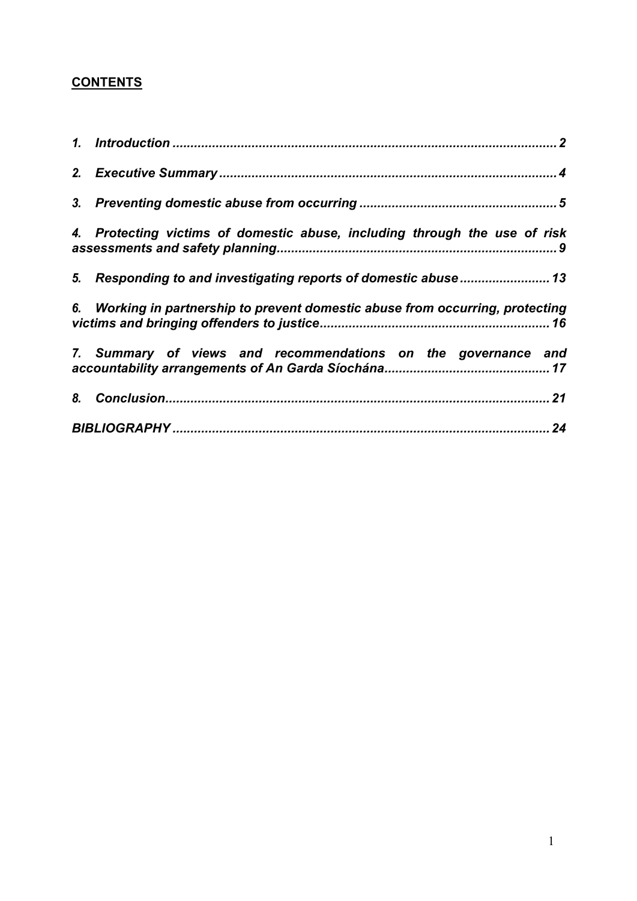## **CONTENTS**

1. *Introduction* ........................................................................................................ 2
2. *Executive Summary* ............................................................................................ 4
3. *Preventing domestic abuse from occurring* ...................................................... 5
4. *Protecting victims of domestic abuse, including through the use of risk assessments and safety planning* ............................................................................. 9
5. *Responding to and investigating reports of domestic abuse* ........................ 13
6. *Working in partnership to prevent domestic abuse from occurring, protecting victims and bringing offenders to justice* ............................................................... 16
7. *Summary of views and recommendations on the governance and accountability arrangements of An Garda Síochána* ............................................ 17
8. *Conclusion* .......................................................................................................... 21

*BIBLIOGRAPHY* ...................................................................................................... 24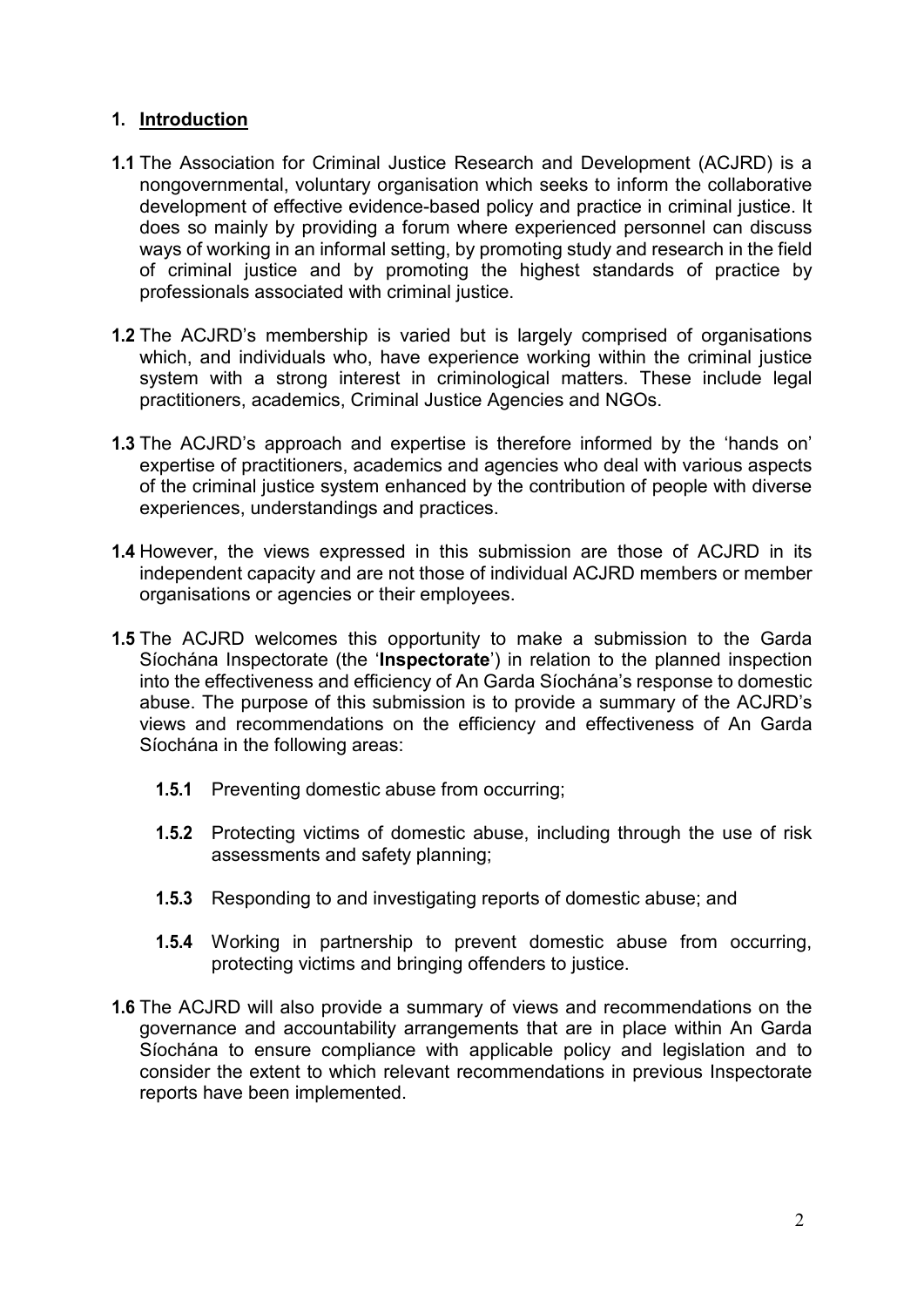## 1. Introduction

**1.1** The Association for Criminal Justice Research and Development (ACJRD) is a nongovernmental, voluntary organisation which seeks to inform the collaborative development of effective evidence-based policy and practice in criminal justice. It does so mainly by providing a forum where experienced personnel can discuss ways of working in an informal setting, by promoting study and research in the field of criminal justice and by promoting the highest standards of practice by professionals associated with criminal justice.

**1.2** The ACJRD's membership is varied but is largely comprised of organisations which, and individuals who, have experience working within the criminal justice system with a strong interest in criminological matters. These include legal practitioners, academics, Criminal Justice Agencies and NGOs.

**1.3** The ACJRD's approach and expertise is therefore informed by the 'hands on' expertise of practitioners, academics and agencies who deal with various aspects of the criminal justice system enhanced by the contribution of people with diverse experiences, understandings and practices.

**1.4** However, the views expressed in this submission are those of ACJRD in its independent capacity and are not those of individual ACJRD members or member organisations or agencies or their employees.

**1.5** The ACJRD welcomes this opportunity to make a submission to the Garda Síochána Inspectorate (the '**Inspectorate**') in relation to the planned inspection into the effectiveness and efficiency of An Garda Síochána's response to domestic abuse. The purpose of this submission is to provide a summary of the ACJRD's views and recommendations on the efficiency and effectiveness of An Garda Síochána in the following areas:

- **1.5.1** Preventing domestic abuse from occurring;
- **1.5.2** Protecting victims of domestic abuse, including through the use of risk assessments and safety planning;
- **1.5.3** Responding to and investigating reports of domestic abuse; and
- **1.5.4** Working in partnership to prevent domestic abuse from occurring, protecting victims and bringing offenders to justice.

**1.6** The ACJRD will also provide a summary of views and recommendations on the governance and accountability arrangements that are in place within An Garda Síochána to ensure compliance with applicable policy and legislation and to consider the extent to which relevant recommendations in previous Inspectorate reports have been implemented.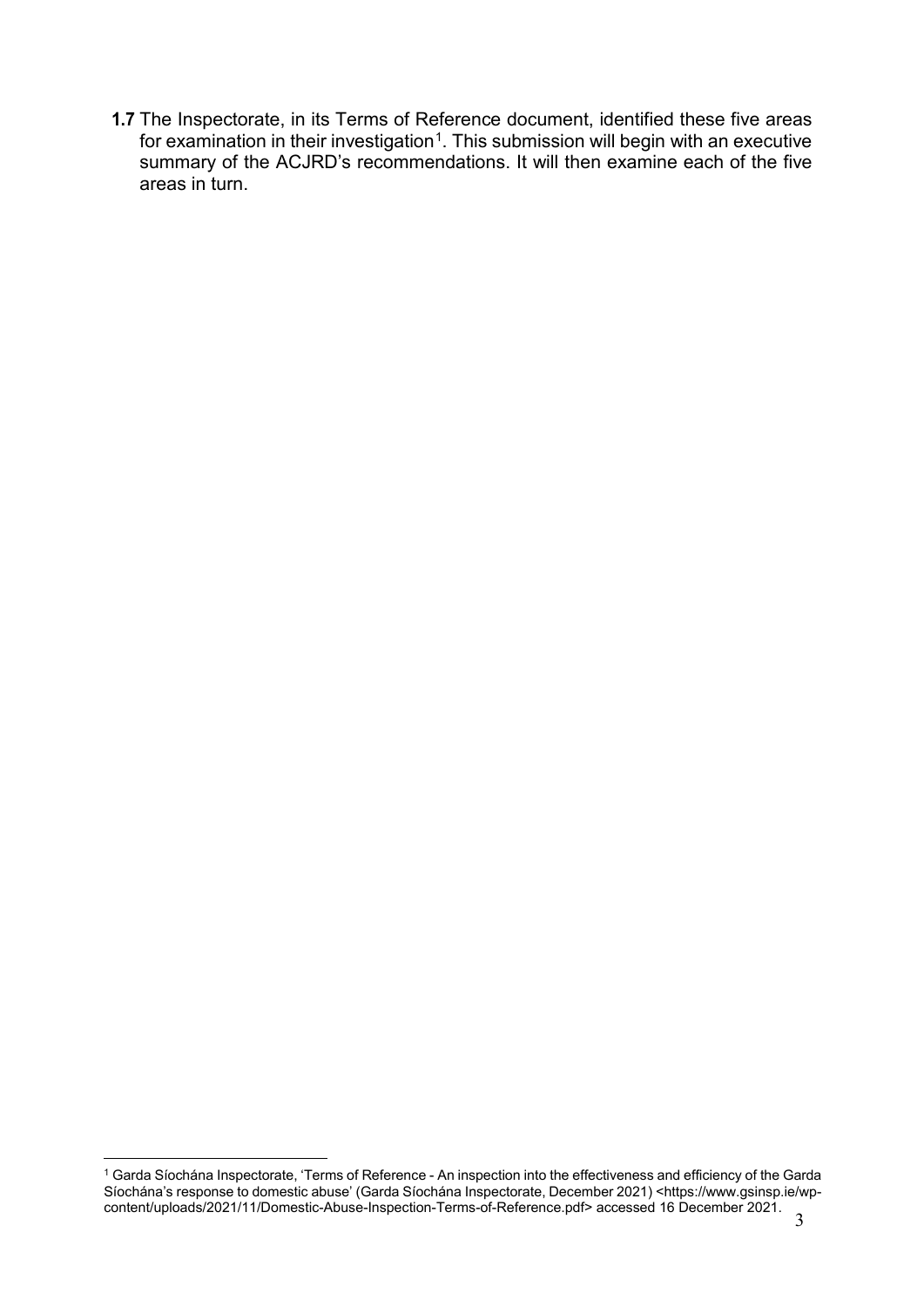**1.7** The Inspectorate, in its Terms of Reference document, identified these five areas for examination in their investigation[1]. This submission will begin with an executive summary of the ACJRD's recommendations. It will then examine each of the five areas in turn.

[1] Garda Síochána Inspectorate, 'Terms of Reference - An inspection into the effectiveness and efficiency of the Garda Síochána's response to domestic abuse' (Garda Síochána Inspectorate, December 2021) <https://www.gsinsp.ie/wp-content/uploads/2021/11/Domestic-Abuse-Inspection-Terms-of-Reference.pdf> accessed 16 December 2021.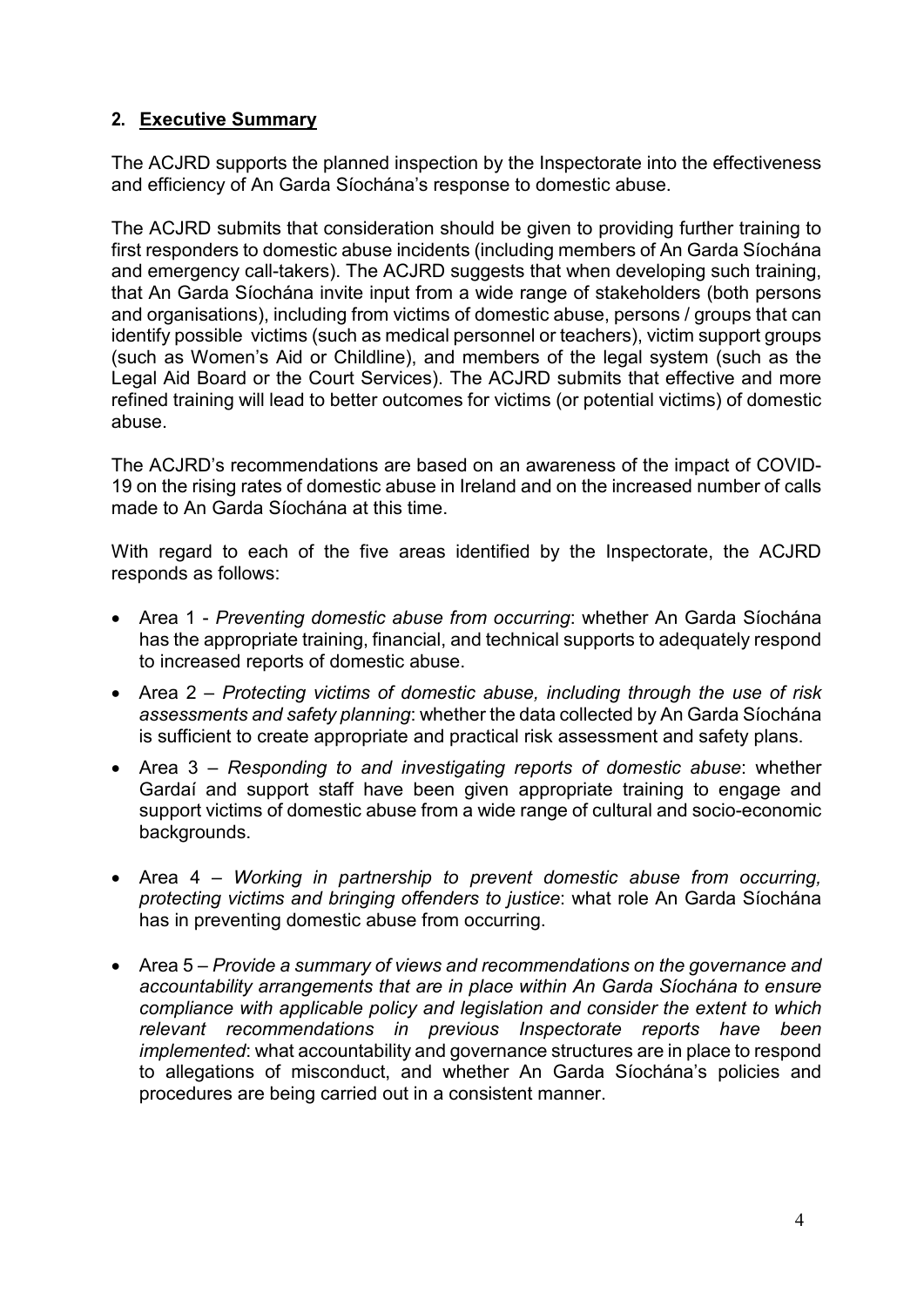## 2. <u>Executive Summary</u>

The ACJRD supports the planned inspection by the Inspectorate into the effectiveness and efficiency of An Garda Síochána's response to domestic abuse.

The ACJRD submits that consideration should be given to providing further training to first responders to domestic abuse incidents (including members of An Garda Síochána and emergency call-takers). The ACJRD suggests that when developing such training, that An Garda Síochána invite input from a wide range of stakeholders (both persons and organisations), including from victims of domestic abuse, persons / groups that can identify possible victims (such as medical personnel or teachers), victim support groups (such as Women's Aid or Childline), and members of the legal system (such as the Legal Aid Board or the Court Services). The ACJRD submits that effective and more refined training will lead to better outcomes for victims (or potential victims) of domestic abuse.

The ACJRD's recommendations are based on an awareness of the impact of COVID-19 on the rising rates of domestic abuse in Ireland and on the increased number of calls made to An Garda Síochána at this time.

With regard to each of the five areas identified by the Inspectorate, the ACJRD responds as follows:

- Area 1 - *Preventing domestic abuse from occurring*: whether An Garda Síochána has the appropriate training, financial, and technical supports to adequately respond to increased reports of domestic abuse.
- Area 2 – *Protecting victims of domestic abuse, including through the use of risk assessments and safety planning*: whether the data collected by An Garda Síochána is sufficient to create appropriate and practical risk assessment and safety plans.
- Area 3 – *Responding to and investigating reports of domestic abuse*: whether Gardaí and support staff have been given appropriate training to engage and support victims of domestic abuse from a wide range of cultural and socio-economic backgrounds.
- Area 4 – *Working in partnership to prevent domestic abuse from occurring, protecting victims and bringing offenders to justice*: what role An Garda Síochána has in preventing domestic abuse from occurring.
- Area 5 – *Provide a summary of views and recommendations on the governance and accountability arrangements that are in place within An Garda Síochána to ensure compliance with applicable policy and legislation and consider the extent to which relevant recommendations in previous Inspectorate reports have been implemented*: what accountability and governance structures are in place to respond to allegations of misconduct, and whether An Garda Síochána's policies and procedures are being carried out in a consistent manner.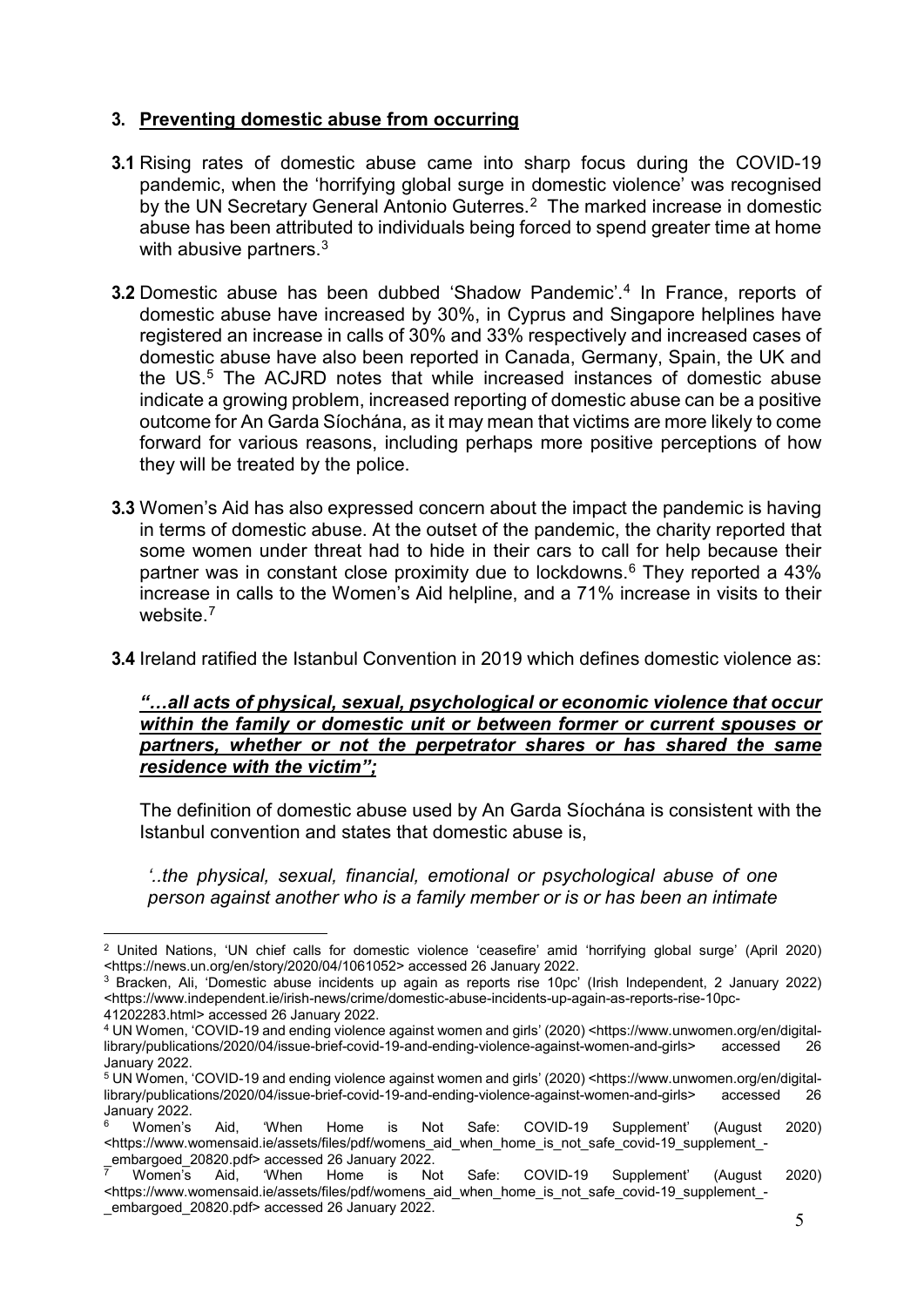## 3. **Preventing domestic abuse from occurring**

**3.1** Rising rates of domestic abuse came into sharp focus during the COVID-19 pandemic, when the 'horrifying global surge in domestic violence' was recognised by the UN Secretary General Antonio Guterres.[2] The marked increase in domestic abuse has been attributed to individuals being forced to spend greater time at home with abusive partners.[3]

**3.2** Domestic abuse has been dubbed 'Shadow Pandemic'.[4] In France, reports of domestic abuse have increased by 30%, in Cyprus and Singapore helplines have registered an increase in calls of 30% and 33% respectively and increased cases of domestic abuse have also been reported in Canada, Germany, Spain, the UK and the US.[5] The ACJRD notes that while increased instances of domestic abuse indicate a growing problem, increased reporting of domestic abuse can be a positive outcome for An Garda Síochána, as it may mean that victims are more likely to come forward for various reasons, including perhaps more positive perceptions of how they will be treated by the police.

**3.3** Women's Aid has also expressed concern about the impact the pandemic is having in terms of domestic abuse. At the outset of the pandemic, the charity reported that some women under threat had to hide in their cars to call for help because their partner was in constant close proximity due to lockdowns.[6] They reported a 43% increase in calls to the Women's Aid helpline, and a 71% increase in visits to their website.[7]

**3.4** Ireland ratified the Istanbul Convention in 2019 which defines domestic violence as:

***"…all acts of physical, sexual, psychological or economic violence that occur within the family or domestic unit or between former or current spouses or partners, whether or not the perpetrator shares or has shared the same residence with the victim";***

The definition of domestic abuse used by An Garda Síochána is consistent with the Istanbul convention and states that domestic abuse is,

*'..the physical, sexual, financial, emotional or psychological abuse of one person against another who is a family member or is or has been an intimate*

---

[2] United Nations, 'UN chief calls for domestic violence 'ceasefire' amid 'horrifying global surge' (April 2020) <https://news.un.org/en/story/2020/04/1061052> accessed 26 January 2022.

[3] Bracken, Ali, 'Domestic abuse incidents up again as reports rise 10pc' (Irish Independent, 2 January 2022) <https://www.independent.ie/irish-news/crime/domestic-abuse-incidents-up-again-as-reports-rise-10pc-41202283.html> accessed 26 January 2022.

[4] UN Women, 'COVID-19 and ending violence against women and girls' (2020) <https://www.unwomen.org/en/digital-library/publications/2020/04/issue-brief-covid-19-and-ending-violence-against-women-and-girls> accessed 26 January 2022.

[5] UN Women, 'COVID-19 and ending violence against women and girls' (2020) <https://www.unwomen.org/en/digital-library/publications/2020/04/issue-brief-covid-19-and-ending-violence-against-women-and-girls> accessed 26 January 2022.

[6] Women's Aid, 'When Home is Not Safe: COVID-19 Supplement' (August 2020) <https://www.womensaid.ie/assets/files/pdf/womens_aid_when_home_is_not_safe_covid-19_supplement_-_embargoed_20820.pdf> accessed 26 January 2022.

[7] Women's Aid, 'When Home is Not Safe: COVID-19 Supplement' (August 2020) <https://www.womensaid.ie/assets/files/pdf/womens_aid_when_home_is_not_safe_covid-19_supplement_-_embargoed_20820.pdf> accessed 26 January 2022.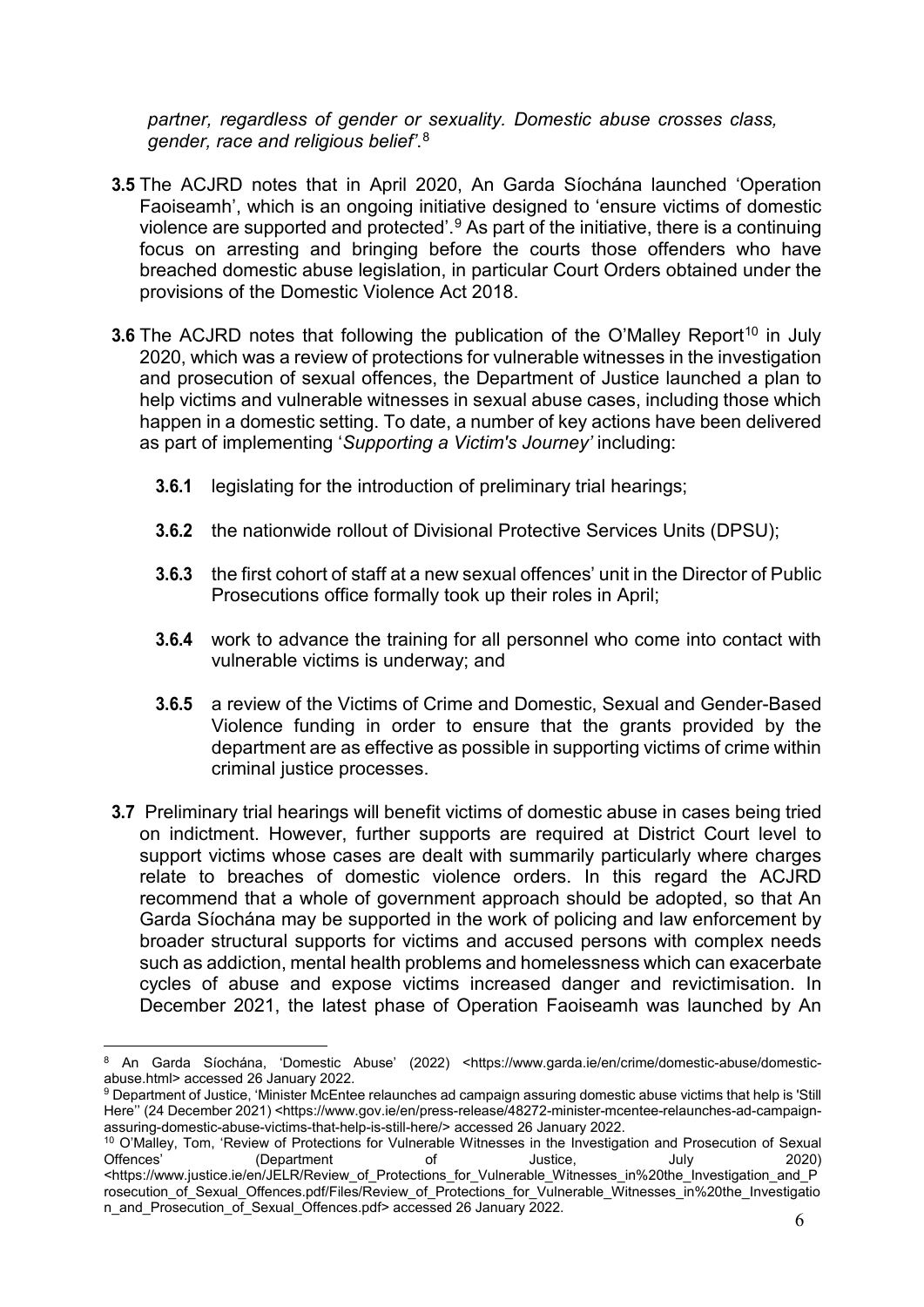*partner, regardless of gender or sexuality. Domestic abuse crosses class, gender, race and religious belief'*.[8]

**3.5** The ACJRD notes that in April 2020, An Garda Síochána launched 'Operation Faoiseamh', which is an ongoing initiative designed to 'ensure victims of domestic violence are supported and protected'.[9] As part of the initiative, there is a continuing focus on arresting and bringing before the courts those offenders who have breached domestic abuse legislation, in particular Court Orders obtained under the provisions of the Domestic Violence Act 2018.

**3.6** The ACJRD notes that following the publication of the O'Malley Report[10] in July 2020, which was a review of protections for vulnerable witnesses in the investigation and prosecution of sexual offences, the Department of Justice launched a plan to help victims and vulnerable witnesses in sexual abuse cases, including those which happen in a domestic setting. To date, a number of key actions have been delivered as part of implementing '*Supporting a Victim's Journey'* including:

- **3.6.1** legislating for the introduction of preliminary trial hearings;
- **3.6.2** the nationwide rollout of Divisional Protective Services Units (DPSU);
- **3.6.3** the first cohort of staff at a new sexual offences' unit in the Director of Public Prosecutions office formally took up their roles in April;
- **3.6.4** work to advance the training for all personnel who come into contact with vulnerable victims is underway; and
- **3.6.5** a review of the Victims of Crime and Domestic, Sexual and Gender-Based Violence funding in order to ensure that the grants provided by the department are as effective as possible in supporting victims of crime within criminal justice processes.

**3.7** Preliminary trial hearings will benefit victims of domestic abuse in cases being tried on indictment. However, further supports are required at District Court level to support victims whose cases are dealt with summarily particularly where charges relate to breaches of domestic violence orders. In this regard the ACJRD recommend that a whole of government approach should be adopted, so that An Garda Síochána may be supported in the work of policing and law enforcement by broader structural supports for victims and accused persons with complex needs such as addiction, mental health problems and homelessness which can exacerbate cycles of abuse and expose victims increased danger and revictimisation. In December 2021, the latest phase of Operation Faoiseamh was launched by An

---

[8] An Garda Síochána, 'Domestic Abuse' (2022) <https://www.garda.ie/en/crime/domestic-abuse/domestic-abuse.html> accessed 26 January 2022.

[9] Department of Justice, 'Minister McEntee relaunches ad campaign assuring domestic abuse victims that help is 'Still Here'' (24 December 2021) <https://www.gov.ie/en/press-release/48272-minister-mcentee-relaunches-ad-campaign-assuring-domestic-abuse-victims-that-help-is-still-here/> accessed 26 January 2022.

[10] O'Malley, Tom, 'Review of Protections for Vulnerable Witnesses in the Investigation and Prosecution of Sexual Offences' (Department of Justice, July 2020) <https://www.justice.ie/en/JELR/Review_of_Protections_for_Vulnerable_Witnesses_in%20the_Investigation_and_Prosecution_of_Sexual_Offences.pdf/Files/Review_of_Protections_for_Vulnerable_Witnesses_in%20the_Investigation_and_Prosecution_of_Sexual_Offences.pdf> accessed 26 January 2022.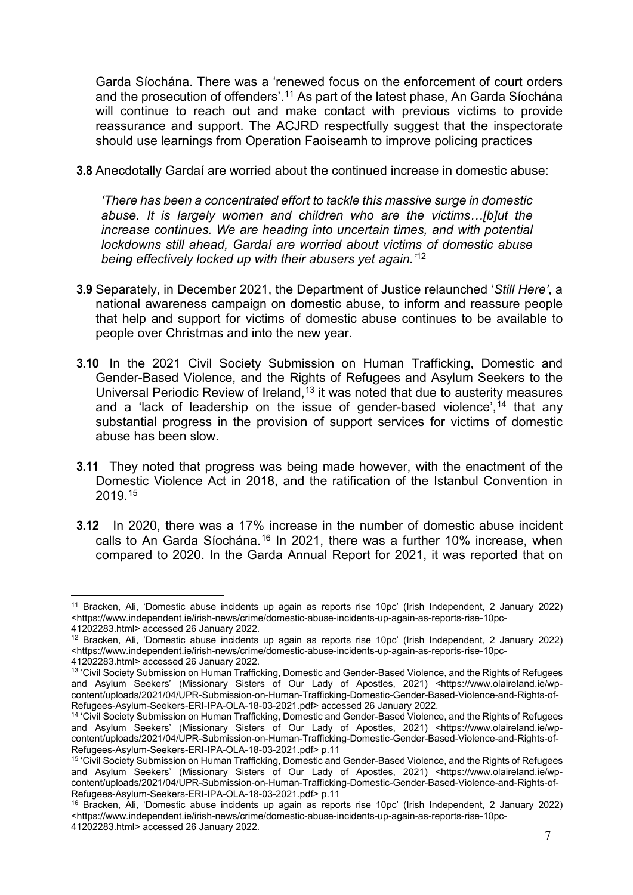Garda Síochána. There was a 'renewed focus on the enforcement of court orders and the prosecution of offenders'.[11] As part of the latest phase, An Garda Síochána will continue to reach out and make contact with previous victims to provide reassurance and support. The ACJRD respectfully suggest that the inspectorate should use learnings from Operation Faoiseamh to improve policing practices

**3.8** Anecdotally Gardaí are worried about the continued increase in domestic abuse:

> *'There has been a concentrated effort to tackle this massive surge in domestic abuse. It is largely women and children who are the victims…[b]ut the increase continues. We are heading into uncertain times, and with potential lockdowns still ahead, Gardaí are worried about victims of domestic abuse being effectively locked up with their abusers yet again.'*[12]

**3.9** Separately, in December 2021, the Department of Justice relaunched '*Still Here'*, a national awareness campaign on domestic abuse, to inform and reassure people that help and support for victims of domestic abuse continues to be available to people over Christmas and into the new year.

**3.10** In the 2021 Civil Society Submission on Human Trafficking, Domestic and Gender-Based Violence, and the Rights of Refugees and Asylum Seekers to the Universal Periodic Review of Ireland,[13] it was noted that due to austerity measures and a 'lack of leadership on the issue of gender-based violence',[14] that any substantial progress in the provision of support services for victims of domestic abuse has been slow.

**3.11** They noted that progress was being made however, with the enactment of the Domestic Violence Act in 2018, and the ratification of the Istanbul Convention in 2019.[15]

**3.12** In 2020, there was a 17% increase in the number of domestic abuse incident calls to An Garda Síochána.[16] In 2021, there was a further 10% increase, when compared to 2020. In the Garda Annual Report for 2021, it was reported that on

---

[11] Bracken, Ali, 'Domestic abuse incidents up again as reports rise 10pc' (Irish Independent, 2 January 2022) <https://www.independent.ie/irish-news/crime/domestic-abuse-incidents-up-again-as-reports-rise-10pc-41202283.html> accessed 26 January 2022.

[12] Bracken, Ali, 'Domestic abuse incidents up again as reports rise 10pc' (Irish Independent, 2 January 2022) <https://www.independent.ie/irish-news/crime/domestic-abuse-incidents-up-again-as-reports-rise-10pc-41202283.html> accessed 26 January 2022.

[13] 'Civil Society Submission on Human Trafficking, Domestic and Gender-Based Violence, and the Rights of Refugees and Asylum Seekers' (Missionary Sisters of Our Lady of Apostles, 2021) <https://www.olaireland.ie/wp-content/uploads/2021/04/UPR-Submission-on-Human-Trafficking-Domestic-Gender-Based-Violence-and-Rights-of-Refugees-Asylum-Seekers-ERI-IPA-OLA-18-03-2021.pdf> accessed 26 January 2022.

[14] 'Civil Society Submission on Human Trafficking, Domestic and Gender-Based Violence, and the Rights of Refugees and Asylum Seekers' (Missionary Sisters of Our Lady of Apostles, 2021) <https://www.olaireland.ie/wp-content/uploads/2021/04/UPR-Submission-on-Human-Trafficking-Domestic-Gender-Based-Violence-and-Rights-of-Refugees-Asylum-Seekers-ERI-IPA-OLA-18-03-2021.pdf> p.11

[15] 'Civil Society Submission on Human Trafficking, Domestic and Gender-Based Violence, and the Rights of Refugees and Asylum Seekers' (Missionary Sisters of Our Lady of Apostles, 2021) <https://www.olaireland.ie/wp-content/uploads/2021/04/UPR-Submission-on-Human-Trafficking-Domestic-Gender-Based-Violence-and-Rights-of-Refugees-Asylum-Seekers-ERI-IPA-OLA-18-03-2021.pdf> p.11

[16] Bracken, Ali, 'Domestic abuse incidents up again as reports rise 10pc' (Irish Independent, 2 January 2022) <https://www.independent.ie/irish-news/crime/domestic-abuse-incidents-up-again-as-reports-rise-10pc-41202283.html> accessed 26 January 2022.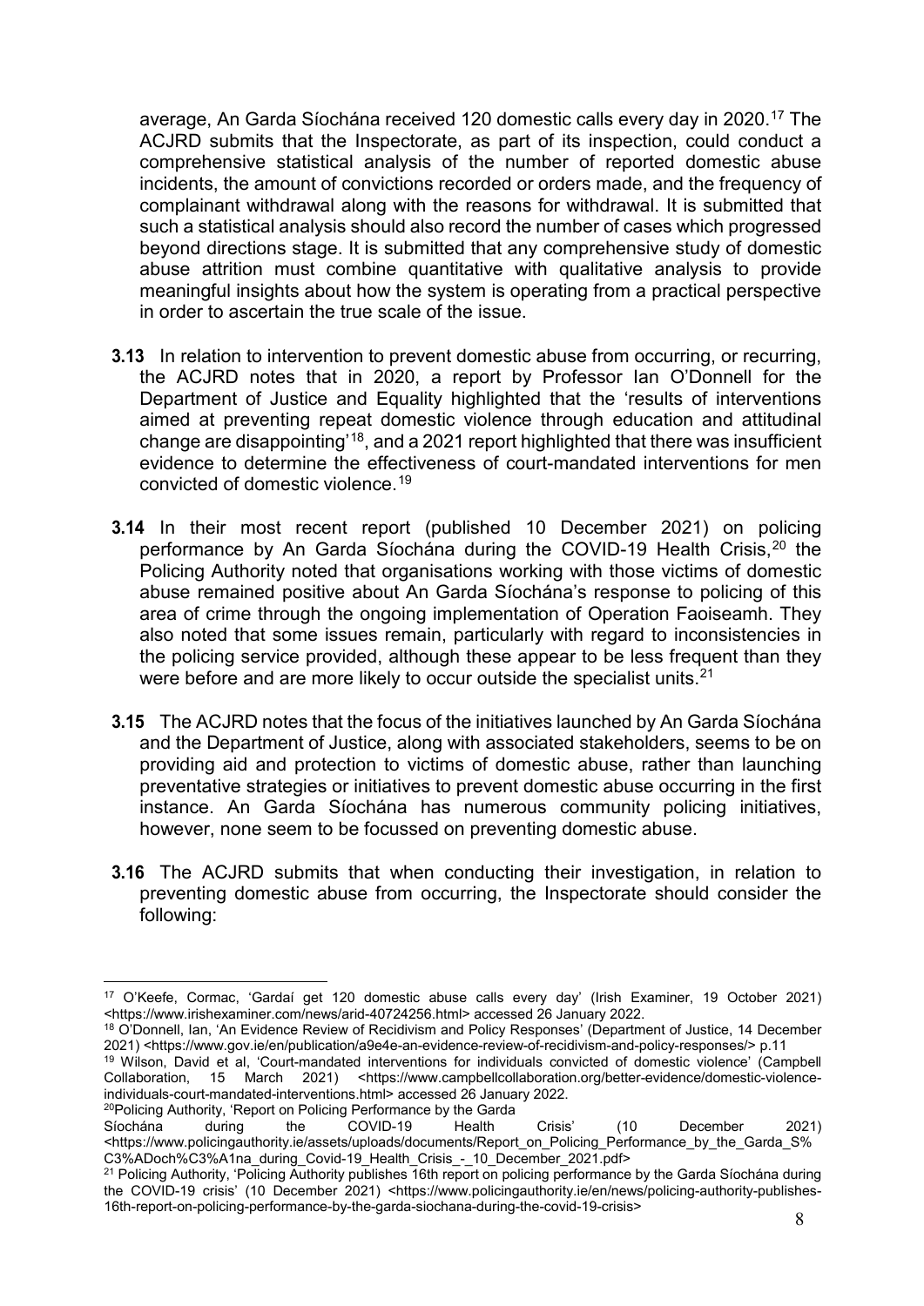average, An Garda Síochána received 120 domestic calls every day in 2020.[17] The ACJRD submits that the Inspectorate, as part of its inspection, could conduct a comprehensive statistical analysis of the number of reported domestic abuse incidents, the amount of convictions recorded or orders made, and the frequency of complainant withdrawal along with the reasons for withdrawal. It is submitted that such a statistical analysis should also record the number of cases which progressed beyond directions stage. It is submitted that any comprehensive study of domestic abuse attrition must combine quantitative with qualitative analysis to provide meaningful insights about how the system is operating from a practical perspective in order to ascertain the true scale of the issue.

**3.13** In relation to intervention to prevent domestic abuse from occurring, or recurring, the ACJRD notes that in 2020, a report by Professor Ian O'Donnell for the Department of Justice and Equality highlighted that the 'results of interventions aimed at preventing repeat domestic violence through education and attitudinal change are disappointing'[18], and a 2021 report highlighted that there was insufficient evidence to determine the effectiveness of court-mandated interventions for men convicted of domestic violence.[19]

**3.14** In their most recent report (published 10 December 2021) on policing performance by An Garda Síochána during the COVID-19 Health Crisis,[20] the Policing Authority noted that organisations working with those victims of domestic abuse remained positive about An Garda Síochána's response to policing of this area of crime through the ongoing implementation of Operation Faoiseamh. They also noted that some issues remain, particularly with regard to inconsistencies in the policing service provided, although these appear to be less frequent than they were before and are more likely to occur outside the specialist units.[21]

**3.15** The ACJRD notes that the focus of the initiatives launched by An Garda Síochána and the Department of Justice, along with associated stakeholders, seems to be on providing aid and protection to victims of domestic abuse, rather than launching preventative strategies or initiatives to prevent domestic abuse occurring in the first instance. An Garda Síochána has numerous community policing initiatives, however, none seem to be focussed on preventing domestic abuse.

**3.16** The ACJRD submits that when conducting their investigation, in relation to preventing domestic abuse from occurring, the Inspectorate should consider the following:

---

[17] O'Keefe, Cormac, 'Gardaí get 120 domestic abuse calls every day' (Irish Examiner, 19 October 2021) <https://www.irishexaminer.com/news/arid-40724256.html> accessed 26 January 2022.

[18] O'Donnell, Ian, 'An Evidence Review of Recidivism and Policy Responses' (Department of Justice, 14 December 2021) <https://www.gov.ie/en/publication/a9e4e-an-evidence-review-of-recidivism-and-policy-responses/> p.11

[19] Wilson, David et al, 'Court-mandated interventions for individuals convicted of domestic violence' (Campbell Collaboration, 15 March 2021) <https://www.campbellcollaboration.org/better-evidence/domestic-violence-individuals-court-mandated-interventions.html> accessed 26 January 2022.

[20] Policing Authority, 'Report on Policing Performance by the Garda Síochána during the COVID-19 Health Crisis' (10 December 2021) <https://www.policingauthority.ie/assets/uploads/documents/Report_on_Policing_Performance_by_the_Garda_S%C3%ADoch%C3%A1na_during_Covid-19_Health_Crisis_-_10_December_2021.pdf>

[21] Policing Authority, 'Policing Authority publishes 16th report on policing performance by the Garda Síochána during the COVID-19 crisis' (10 December 2021) <https://www.policingauthority.ie/en/news/policing-authority-publishes-16th-report-on-policing-performance-by-the-garda-siochana-during-the-covid-19-crisis>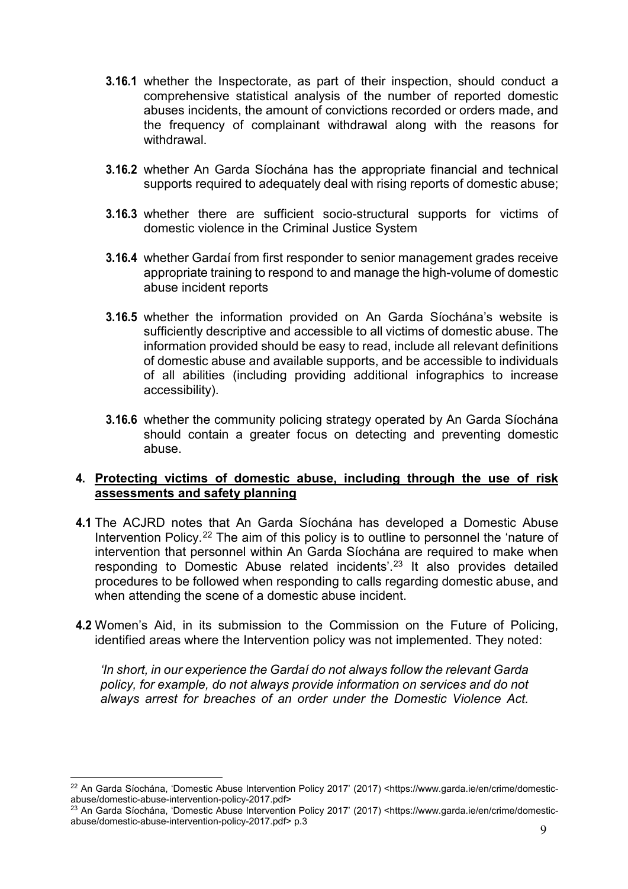**3.16.1** whether the Inspectorate, as part of their inspection, should conduct a comprehensive statistical analysis of the number of reported domestic abuses incidents, the amount of convictions recorded or orders made, and the frequency of complainant withdrawal along with the reasons for withdrawal.

**3.16.2** whether An Garda Síochána has the appropriate financial and technical supports required to adequately deal with rising reports of domestic abuse;

**3.16.3** whether there are sufficient socio-structural supports for victims of domestic violence in the Criminal Justice System

**3.16.4** whether Gardaí from first responder to senior management grades receive appropriate training to respond to and manage the high-volume of domestic abuse incident reports

**3.16.5** whether the information provided on An Garda Síochána's website is sufficiently descriptive and accessible to all victims of domestic abuse. The information provided should be easy to read, include all relevant definitions of domestic abuse and available supports, and be accessible to individuals of all abilities (including providing additional infographics to increase accessibility).

**3.16.6** whether the community policing strategy operated by An Garda Síochána should contain a greater focus on detecting and preventing domestic abuse.

## 4. Protecting victims of domestic abuse, including through the use of risk assessments and safety planning

**4.1** The ACJRD notes that An Garda Síochána has developed a Domestic Abuse Intervention Policy.[22] The aim of this policy is to outline to personnel the 'nature of intervention that personnel within An Garda Síochána are required to make when responding to Domestic Abuse related incidents'.[23] It also provides detailed procedures to be followed when responding to calls regarding domestic abuse, and when attending the scene of a domestic abuse incident.

**4.2** Women's Aid, in its submission to the Commission on the Future of Policing, identified areas where the Intervention policy was not implemented. They noted:

*'In short, in our experience the Gardaí do not always follow the relevant Garda policy, for example, do not always provide information on services and do not always arrest for breaches of an order under the Domestic Violence Act.*

---

[22] An Garda Síochána, 'Domestic Abuse Intervention Policy 2017' (2017) <https://www.garda.ie/en/crime/domestic-abuse/domestic-abuse-intervention-policy-2017.pdf>

[23] An Garda Síochána, 'Domestic Abuse Intervention Policy 2017' (2017) <https://www.garda.ie/en/crime/domestic-abuse/domestic-abuse-intervention-policy-2017.pdf> p.3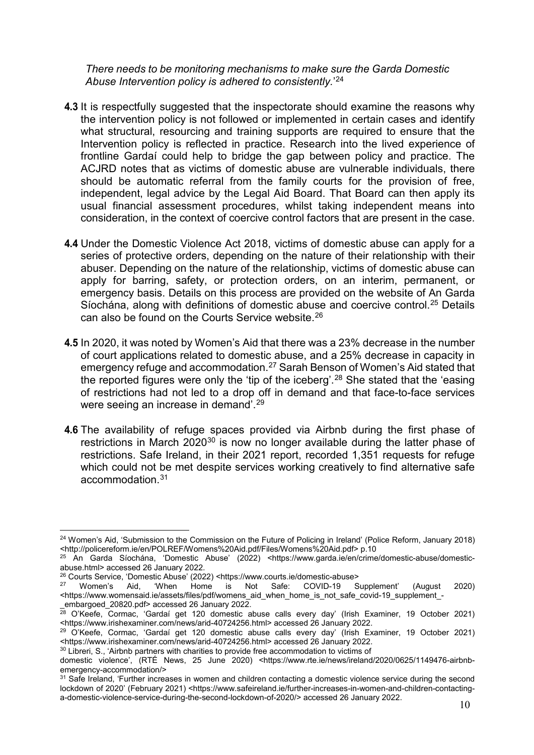*There needs to be monitoring mechanisms to make sure the Garda Domestic Abuse Intervention policy is adhered to consistently.*'[24]

**4.3** It is respectfully suggested that the inspectorate should examine the reasons why the intervention policy is not followed or implemented in certain cases and identify what structural, resourcing and training supports are required to ensure that the Intervention policy is reflected in practice. Research into the lived experience of frontline Gardaí could help to bridge the gap between policy and practice. The ACJRD notes that as victims of domestic abuse are vulnerable individuals, there should be automatic referral from the family courts for the provision of free, independent, legal advice by the Legal Aid Board. That Board can then apply its usual financial assessment procedures, whilst taking independent means into consideration, in the context of coercive control factors that are present in the case.

**4.4** Under the Domestic Violence Act 2018, victims of domestic abuse can apply for a series of protective orders, depending on the nature of their relationship with their abuser. Depending on the nature of the relationship, victims of domestic abuse can apply for barring, safety, or protection orders, on an interim, permanent, or emergency basis. Details on this process are provided on the website of An Garda Síochána, along with definitions of domestic abuse and coercive control.[25] Details can also be found on the Courts Service website.[26]

**4.5** In 2020, it was noted by Women's Aid that there was a 23% decrease in the number of court applications related to domestic abuse, and a 25% decrease in capacity in emergency refuge and accommodation.[27] Sarah Benson of Women's Aid stated that the reported figures were only the 'tip of the iceberg'.[28] She stated that the 'easing of restrictions had not led to a drop off in demand and that face-to-face services were seeing an increase in demand'.[29]

**4.6** The availability of refuge spaces provided via Airbnb during the first phase of restrictions in March 2020[30] is now no longer available during the latter phase of restrictions. Safe Ireland, in their 2021 report, recorded 1,351 requests for refuge which could not be met despite services working creatively to find alternative safe accommodation.[31]

---

[24] Women's Aid, 'Submission to the Commission on the Future of Policing in Ireland' (Police Reform, January 2018) <http://policereform.ie/en/POLREF/Womens%20Aid.pdf/Files/Womens%20Aid.pdf> p.10

[25] An Garda Síochána, 'Domestic Abuse' (2022) <https://www.garda.ie/en/crime/domestic-abuse/domestic-abuse.html> accessed 26 January 2022.

[26] Courts Service, 'Domestic Abuse' (2022) <https://www.courts.ie/domestic-abuse>

[27] Women's Aid, 'When Home is Not Safe: COVID-19 Supplement' (August 2020) <https://www.womensaid.ie/assets/files/pdf/womens_aid_when_home_is_not_safe_covid-19_supplement_-_embargoed_20820.pdf> accessed 26 January 2022.

[28] O'Keefe, Cormac, 'Gardaí get 120 domestic abuse calls every day' (Irish Examiner, 19 October 2021) <https://www.irishexaminer.com/news/arid-40724256.html> accessed 26 January 2022.

[29] O'Keefe, Cormac, 'Gardaí get 120 domestic abuse calls every day' (Irish Examiner, 19 October 2021) <https://www.irishexaminer.com/news/arid-40724256.html> accessed 26 January 2022.

[30] Libreri, S., 'Airbnb partners with charities to provide free accommodation to victims of domestic violence', (RTÉ News, 25 June 2020) <https://www.rte.ie/news/ireland/2020/0625/1149476-airbnb-emergency-accommodation/>

[31] Safe Ireland, 'Further increases in women and children contacting a domestic violence service during the second lockdown of 2020' (February 2021) <https://www.safeireland.ie/further-increases-in-women-and-children-contacting-a-domestic-violence-service-during-the-second-lockdown-of-2020/> accessed 26 January 2022.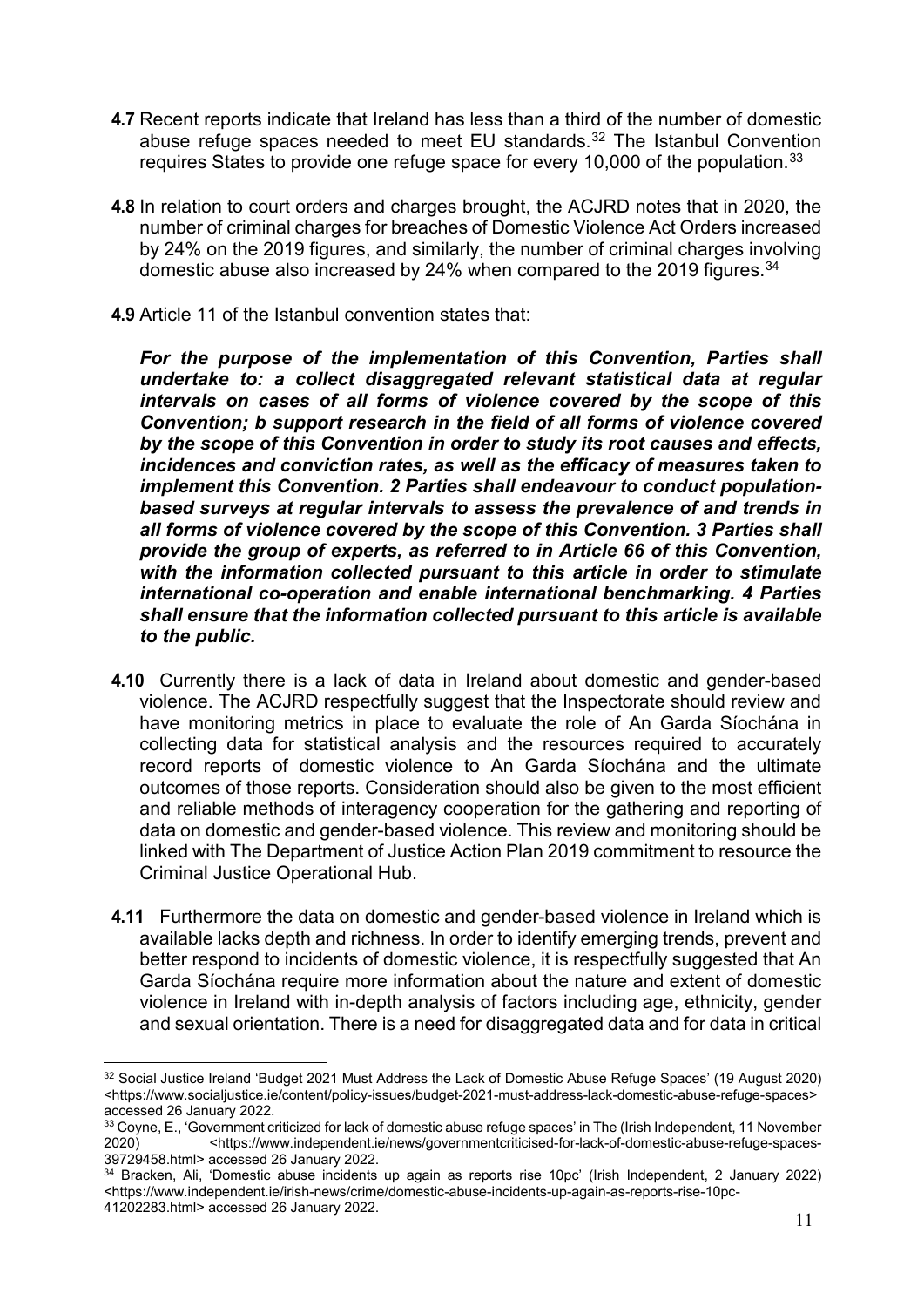**4.7** Recent reports indicate that Ireland has less than a third of the number of domestic abuse refuge spaces needed to meet EU standards.[32] The Istanbul Convention requires States to provide one refuge space for every 10,000 of the population.[33]

**4.8** In relation to court orders and charges brought, the ACJRD notes that in 2020, the number of criminal charges for breaches of Domestic Violence Act Orders increased by 24% on the 2019 figures, and similarly, the number of criminal charges involving domestic abuse also increased by 24% when compared to the 2019 figures.[34]

**4.9** Article 11 of the Istanbul convention states that:

***For the purpose of the implementation of this Convention, Parties shall undertake to: a collect disaggregated relevant statistical data at regular intervals on cases of all forms of violence covered by the scope of this Convention; b support research in the field of all forms of violence covered by the scope of this Convention in order to study its root causes and effects, incidences and conviction rates, as well as the efficacy of measures taken to implement this Convention. 2 Parties shall endeavour to conduct population-based surveys at regular intervals to assess the prevalence of and trends in all forms of violence covered by the scope of this Convention. 3 Parties shall provide the group of experts, as referred to in Article 66 of this Convention, with the information collected pursuant to this article in order to stimulate international co-operation and enable international benchmarking. 4 Parties shall ensure that the information collected pursuant to this article is available to the public.***

**4.10** Currently there is a lack of data in Ireland about domestic and gender-based violence. The ACJRD respectfully suggest that the Inspectorate should review and have monitoring metrics in place to evaluate the role of An Garda Síochána in collecting data for statistical analysis and the resources required to accurately record reports of domestic violence to An Garda Síochána and the ultimate outcomes of those reports. Consideration should also be given to the most efficient and reliable methods of interagency cooperation for the gathering and reporting of data on domestic and gender-based violence. This review and monitoring should be linked with The Department of Justice Action Plan 2019 commitment to resource the Criminal Justice Operational Hub.

**4.11** Furthermore the data on domestic and gender-based violence in Ireland which is available lacks depth and richness. In order to identify emerging trends, prevent and better respond to incidents of domestic violence, it is respectfully suggested that An Garda Síochána require more information about the nature and extent of domestic violence in Ireland with in-depth analysis of factors including age, ethnicity, gender and sexual orientation. There is a need for disaggregated data and for data in critical

---

[32] Social Justice Ireland 'Budget 2021 Must Address the Lack of Domestic Abuse Refuge Spaces' (19 August 2020) <https://www.socialjustice.ie/content/policy-issues/budget-2021-must-address-lack-domestic-abuse-refuge-spaces> accessed 26 January 2022.

[33] Coyne, E., 'Government criticized for lack of domestic abuse refuge spaces' in The (Irish Independent, 11 November 2020) <https://www.independent.ie/news/governmentcriticised-for-lack-of-domestic-abuse-refuge-spaces-39729458.html> accessed 26 January 2022.

[34] Bracken, Ali, 'Domestic abuse incidents up again as reports rise 10pc' (Irish Independent, 2 January 2022) <https://www.independent.ie/irish-news/crime/domestic-abuse-incidents-up-again-as-reports-rise-10pc-41202283.html> accessed 26 January 2022.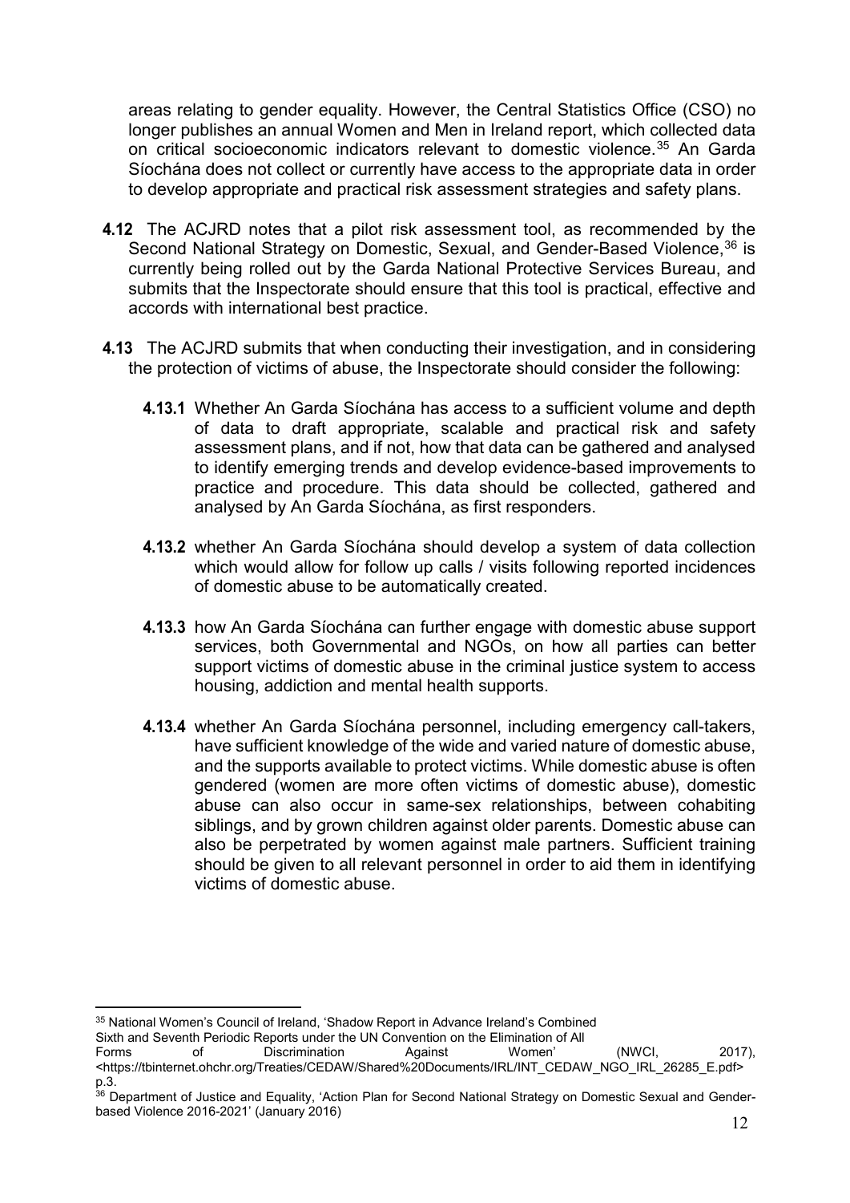areas relating to gender equality. However, the Central Statistics Office (CSO) no longer publishes an annual Women and Men in Ireland report, which collected data on critical socioeconomic indicators relevant to domestic violence.[35] An Garda Síochána does not collect or currently have access to the appropriate data in order to develop appropriate and practical risk assessment strategies and safety plans.

**4.12** The ACJRD notes that a pilot risk assessment tool, as recommended by the Second National Strategy on Domestic, Sexual, and Gender-Based Violence,[36] is currently being rolled out by the Garda National Protective Services Bureau, and submits that the Inspectorate should ensure that this tool is practical, effective and accords with international best practice.

**4.13** The ACJRD submits that when conducting their investigation, and in considering the protection of victims of abuse, the Inspectorate should consider the following:

**4.13.1** Whether An Garda Síochána has access to a sufficient volume and depth of data to draft appropriate, scalable and practical risk and safety assessment plans, and if not, how that data can be gathered and analysed to identify emerging trends and develop evidence-based improvements to practice and procedure. This data should be collected, gathered and analysed by An Garda Síochána, as first responders.

**4.13.2** whether An Garda Síochána should develop a system of data collection which would allow for follow up calls / visits following reported incidences of domestic abuse to be automatically created.

**4.13.3** how An Garda Síochána can further engage with domestic abuse support services, both Governmental and NGOs, on how all parties can better support victims of domestic abuse in the criminal justice system to access housing, addiction and mental health supports.

**4.13.4** whether An Garda Síochána personnel, including emergency call-takers, have sufficient knowledge of the wide and varied nature of domestic abuse, and the supports available to protect victims. While domestic abuse is often gendered (women are more often victims of domestic abuse), domestic abuse can also occur in same-sex relationships, between cohabiting siblings, and by grown children against older parents. Domestic abuse can also be perpetrated by women against male partners. Sufficient training should be given to all relevant personnel in order to aid them in identifying victims of domestic abuse.

---

[35] National Women's Council of Ireland, 'Shadow Report in Advance Ireland's Combined Sixth and Seventh Periodic Reports under the UN Convention on the Elimination of All Forms of Discrimination Against Women' (NWCI, 2017), <https://tbinternet.ohchr.org/Treaties/CEDAW/Shared%20Documents/IRL/INT_CEDAW_NGO_IRL_26285_E.pdf> p.3.

[36] Department of Justice and Equality, 'Action Plan for Second National Strategy on Domestic Sexual and Gender-based Violence 2016-2021' (January 2016)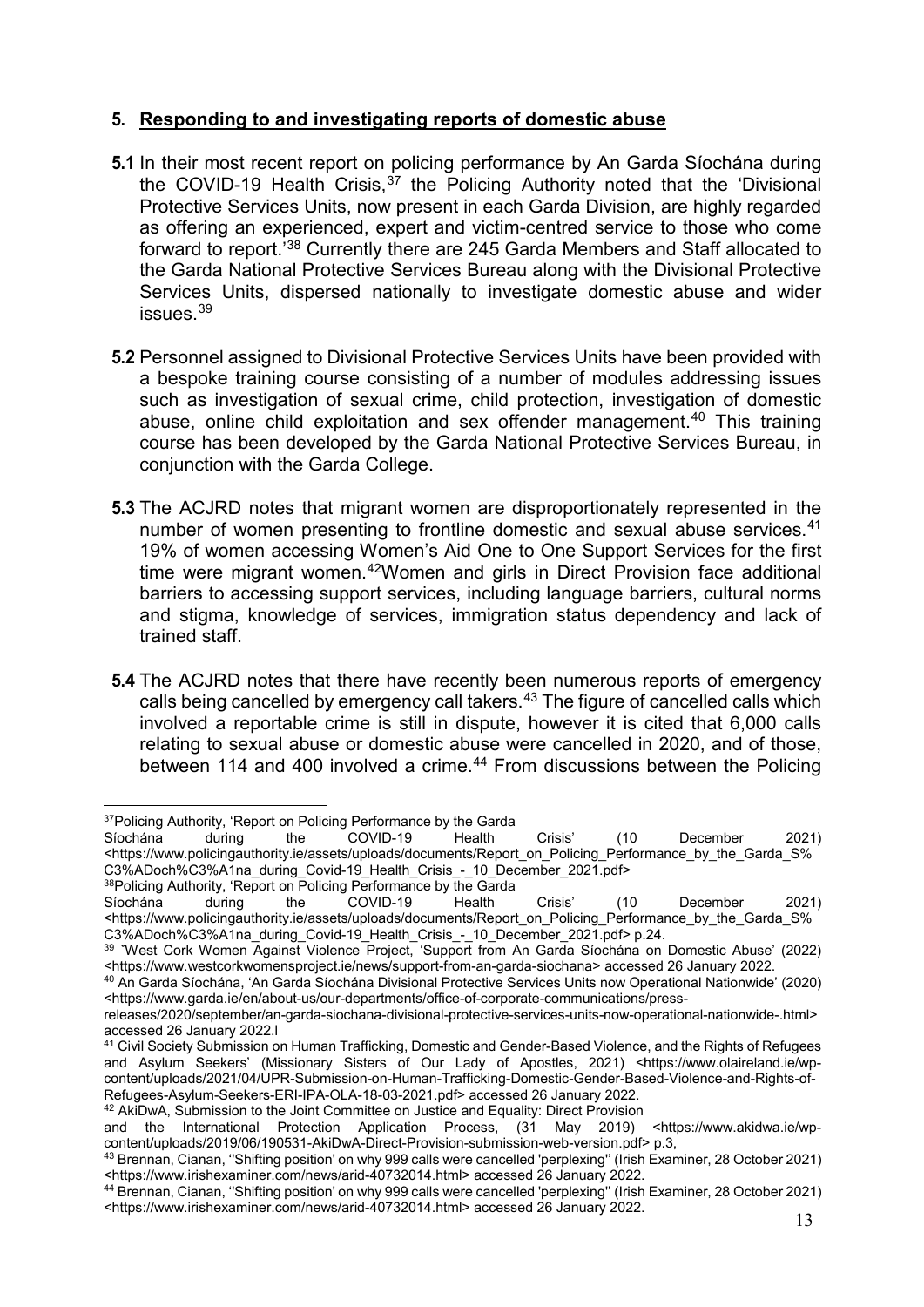## 5. Responding to and investigating reports of domestic abuse

**5.1** In their most recent report on policing performance by An Garda Síochána during the COVID-19 Health Crisis,[37] the Policing Authority noted that the 'Divisional Protective Services Units, now present in each Garda Division, are highly regarded as offering an experienced, expert and victim-centred service to those who come forward to report.'[38] Currently there are 245 Garda Members and Staff allocated to the Garda National Protective Services Bureau along with the Divisional Protective Services Units, dispersed nationally to investigate domestic abuse and wider issues.[39]

**5.2** Personnel assigned to Divisional Protective Services Units have been provided with a bespoke training course consisting of a number of modules addressing issues such as investigation of sexual crime, child protection, investigation of domestic abuse, online child exploitation and sex offender management.[40] This training course has been developed by the Garda National Protective Services Bureau, in conjunction with the Garda College.

**5.3** The ACJRD notes that migrant women are disproportionately represented in the number of women presenting to frontline domestic and sexual abuse services.[41] 19% of women accessing Women's Aid One to One Support Services for the first time were migrant women.[42]Women and girls in Direct Provision face additional barriers to accessing support services, including language barriers, cultural norms and stigma, knowledge of services, immigration status dependency and lack of trained staff.

**5.4** The ACJRD notes that there have recently been numerous reports of emergency calls being cancelled by emergency call takers.[43] The figure of cancelled calls which involved a reportable crime is still in dispute, however it is cited that 6,000 calls relating to sexual abuse or domestic abuse were cancelled in 2020, and of those, between 114 and 400 involved a crime.[44] From discussions between the Policing

---

[37] Policing Authority, 'Report on Policing Performance by the Garda Síochána during the COVID-19 Health Crisis' (10 December 2021) <https://www.policingauthority.ie/assets/uploads/documents/Report_on_Policing_Performance_by_the_Garda_S%C3%ADoch%C3%A1na_during_Covid-19_Health_Crisis_-_10_December_2021.pdf>

[38] Policing Authority, 'Report on Policing Performance by the Garda Síochána during the COVID-19 Health Crisis' (10 December 2021) <https://www.policingauthority.ie/assets/uploads/documents/Report_on_Policing_Performance_by_the_Garda_S%C3%ADoch%C3%A1na_during_Covid-19_Health_Crisis_-_10_December_2021.pdf> p.24.

[39] "West Cork Women Against Violence Project, 'Support from An Garda Síochána on Domestic Abuse' (2022) <https://www.westcorkwomensproject.ie/news/support-from-an-garda-siochana> accessed 26 January 2022.

[40] An Garda Síochána, 'An Garda Síochána Divisional Protective Services Units now Operational Nationwide' (2020) <https://www.garda.ie/en/about-us/our-departments/office-of-corporate-communications/press-releases/2020/september/an-garda-siochana-divisional-protective-services-units-now-operational-nationwide-.html> accessed 26 January 2022.l

[41] Civil Society Submission on Human Trafficking, Domestic and Gender-Based Violence, and the Rights of Refugees and Asylum Seekers' (Missionary Sisters of Our Lady of Apostles, 2021) <https://www.olaireland.ie/wp-content/uploads/2021/04/UPR-Submission-on-Human-Trafficking-Domestic-Gender-Based-Violence-and-Rights-of-Refugees-Asylum-Seekers-ERI-IPA-OLA-18-03-2021.pdf> accessed 26 January 2022.

[42] AkiDwA, Submission to the Joint Committee on Justice and Equality: Direct Provision and the International Protection Application Process, (31 May 2019) <https://www.akidwa.ie/wp-content/uploads/2019/06/190531-AkiDwA-Direct-Provision-submission-web-version.pdf> p.3,

[43] Brennan, Cianan, ''Shifting position' on why 999 calls were cancelled 'perplexing'' (Irish Examiner, 28 October 2021) <https://www.irishexaminer.com/news/arid-40732014.html> accessed 26 January 2022.

[44] Brennan, Cianan, ''Shifting position' on why 999 calls were cancelled 'perplexing'' (Irish Examiner, 28 October 2021) <https://www.irishexaminer.com/news/arid-40732014.html> accessed 26 January 2022.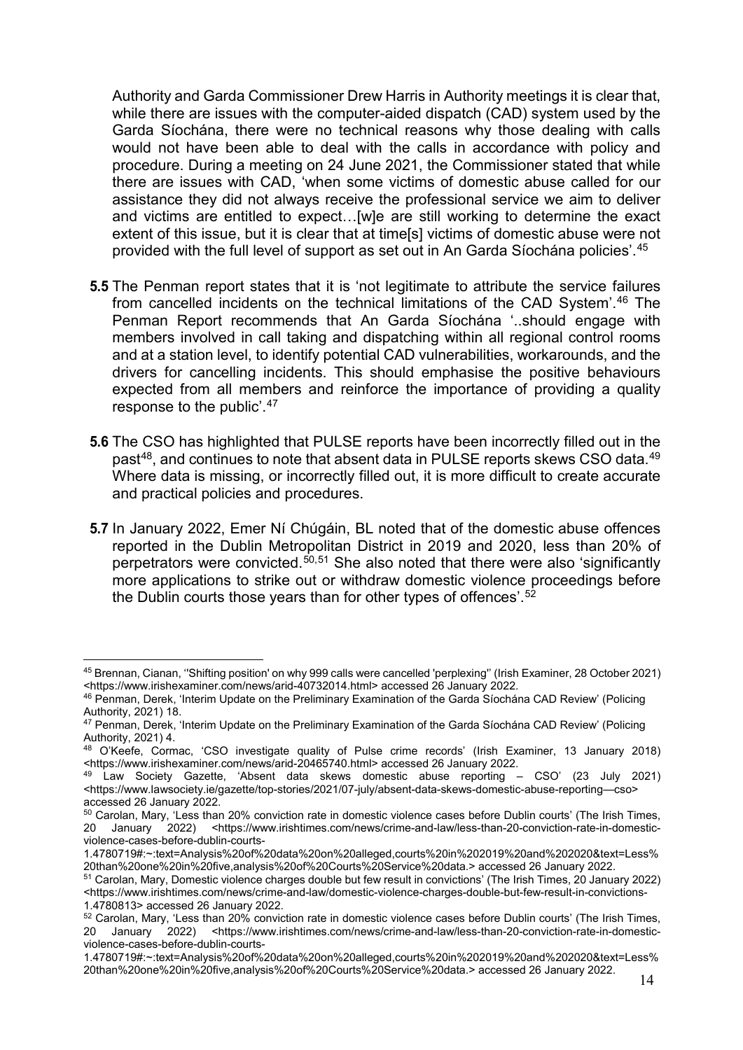Authority and Garda Commissioner Drew Harris in Authority meetings it is clear that, while there are issues with the computer-aided dispatch (CAD) system used by the Garda Síochána, there were no technical reasons why those dealing with calls would not have been able to deal with the calls in accordance with policy and procedure. During a meeting on 24 June 2021, the Commissioner stated that while there are issues with CAD, 'when some victims of domestic abuse called for our assistance they did not always receive the professional service we aim to deliver and victims are entitled to expect…[w]e are still working to determine the exact extent of this issue, but it is clear that at time[s] victims of domestic abuse were not provided with the full level of support as set out in An Garda Síochána policies'.[45]

**5.5** The Penman report states that it is 'not legitimate to attribute the service failures from cancelled incidents on the technical limitations of the CAD System'.[46] The Penman Report recommends that An Garda Síochána '..should engage with members involved in call taking and dispatching within all regional control rooms and at a station level, to identify potential CAD vulnerabilities, workarounds, and the drivers for cancelling incidents. This should emphasise the positive behaviours expected from all members and reinforce the importance of providing a quality response to the public'.[47]

**5.6** The CSO has highlighted that PULSE reports have been incorrectly filled out in the past[48], and continues to note that absent data in PULSE reports skews CSO data.[49] Where data is missing, or incorrectly filled out, it is more difficult to create accurate and practical policies and procedures.

**5.7** In January 2022, Emer Ní Chúgáin, BL noted that of the domestic abuse offences reported in the Dublin Metropolitan District in 2019 and 2020, less than 20% of perpetrators were convicted.[50,51] She also noted that there were also 'significantly more applications to strike out or withdraw domestic violence proceedings before the Dublin courts those years than for other types of offences'.[52]

---

[45] Brennan, Cianan, ''Shifting position' on why 999 calls were cancelled 'perplexing'' (Irish Examiner, 28 October 2021) <https://www.irishexaminer.com/news/arid-40732014.html> accessed 26 January 2022.

[46] Penman, Derek, 'Interim Update on the Preliminary Examination of the Garda Síochána CAD Review' (Policing Authority, 2021) 18.

[47] Penman, Derek, 'Interim Update on the Preliminary Examination of the Garda Síochána CAD Review' (Policing Authority, 2021) 4.

[48] O'Keefe, Cormac, 'CSO investigate quality of Pulse crime records' (Irish Examiner, 13 January 2018) <https://www.irishexaminer.com/news/arid-20465740.html> accessed 26 January 2022.

[49] Law Society Gazette, 'Absent data skews domestic abuse reporting – CSO' (23 July 2021) <https://www.lawsociety.ie/gazette/top-stories/2021/07-july/absent-data-skews-domestic-abuse-reporting—cso> accessed 26 January 2022.

[50] Carolan, Mary, 'Less than 20% conviction rate in domestic violence cases before Dublin courts' (The Irish Times, 20 January 2022) <https://www.irishtimes.com/news/crime-and-law/less-than-20-conviction-rate-in-domestic-violence-cases-before-dublin-courts-1.4780719#:~:text=Analysis%20of%20data%20on%20alleged,courts%20in%202019%20and%202020&text=Less%20than%20one%20in%20five,analysis%20of%20Courts%20Service%20data.> accessed 26 January 2022.

[51] Carolan, Mary, Domestic violence charges double but few result in convictions' (The Irish Times, 20 January 2022) <https://www.irishtimes.com/news/crime-and-law/domestic-violence-charges-double-but-few-result-in-convictions-1.4780813> accessed 26 January 2022.

[52] Carolan, Mary, 'Less than 20% conviction rate in domestic violence cases before Dublin courts' (The Irish Times, 20 January 2022) <https://www.irishtimes.com/news/crime-and-law/less-than-20-conviction-rate-in-domestic-violence-cases-before-dublin-courts-1.4780719#:~:text=Analysis%20of%20data%20on%20alleged,courts%20in%202019%20and%202020&text=Less%20than%20one%20in%20five,analysis%20of%20Courts%20Service%20data.> accessed 26 January 2022.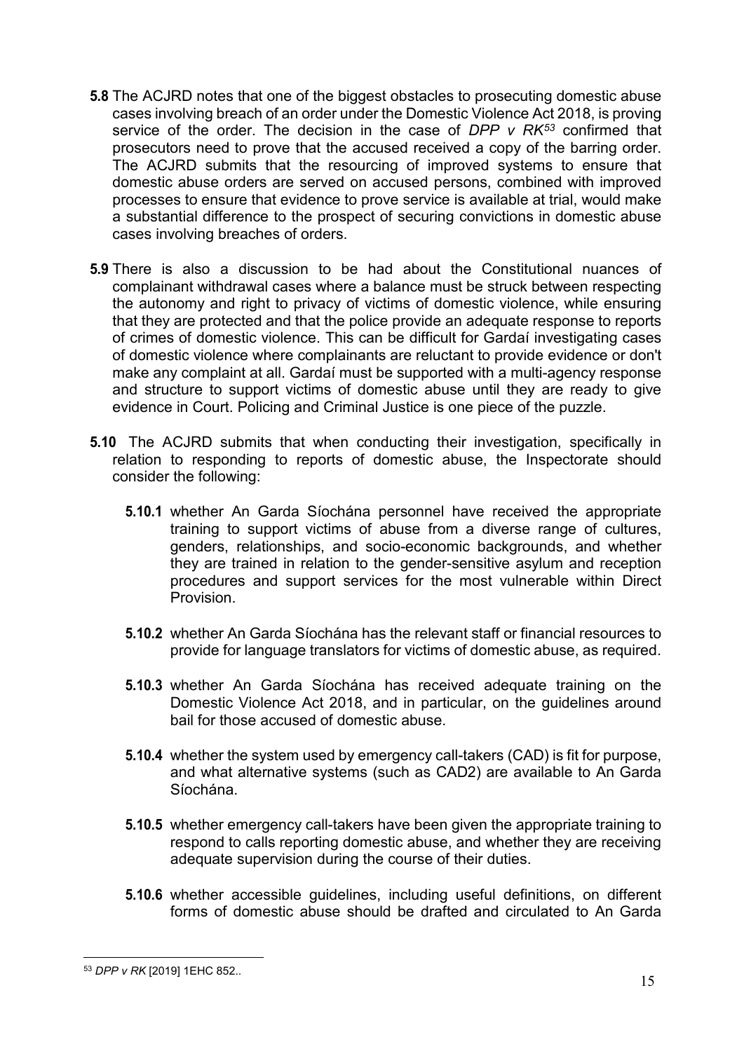**5.8** The ACJRD notes that one of the biggest obstacles to prosecuting domestic abuse cases involving breach of an order under the Domestic Violence Act 2018, is proving service of the order. The decision in the case of *DPP v RK*[53] confirmed that prosecutors need to prove that the accused received a copy of the barring order. The ACJRD submits that the resourcing of improved systems to ensure that domestic abuse orders are served on accused persons, combined with improved processes to ensure that evidence to prove service is available at trial, would make a substantial difference to the prospect of securing convictions in domestic abuse cases involving breaches of orders.

**5.9** There is also a discussion to be had about the Constitutional nuances of complainant withdrawal cases where a balance must be struck between respecting the autonomy and right to privacy of victims of domestic violence, while ensuring that they are protected and that the police provide an adequate response to reports of crimes of domestic violence. This can be difficult for Gardaí investigating cases of domestic violence where complainants are reluctant to provide evidence or don't make any complaint at all. Gardaí must be supported with a multi-agency response and structure to support victims of domestic abuse until they are ready to give evidence in Court. Policing and Criminal Justice is one piece of the puzzle.

**5.10** The ACJRD submits that when conducting their investigation, specifically in relation to responding to reports of domestic abuse, the Inspectorate should consider the following:

- **5.10.1** whether An Garda Síochána personnel have received the appropriate training to support victims of abuse from a diverse range of cultures, genders, relationships, and socio-economic backgrounds, and whether they are trained in relation to the gender-sensitive asylum and reception procedures and support services for the most vulnerable within Direct Provision.

- **5.10.2** whether An Garda Síochána has the relevant staff or financial resources to provide for language translators for victims of domestic abuse, as required.

- **5.10.3** whether An Garda Síochána has received adequate training on the Domestic Violence Act 2018, and in particular, on the guidelines around bail for those accused of domestic abuse.

- **5.10.4** whether the system used by emergency call-takers (CAD) is fit for purpose, and what alternative systems (such as CAD2) are available to An Garda Síochána.

- **5.10.5** whether emergency call-takers have been given the appropriate training to respond to calls reporting domestic abuse, and whether they are receiving adequate supervision during the course of their duties.

- **5.10.6** whether accessible guidelines, including useful definitions, on different forms of domestic abuse should be drafted and circulated to An Garda

[53] *DPP v RK* [2019] 1EHC 852..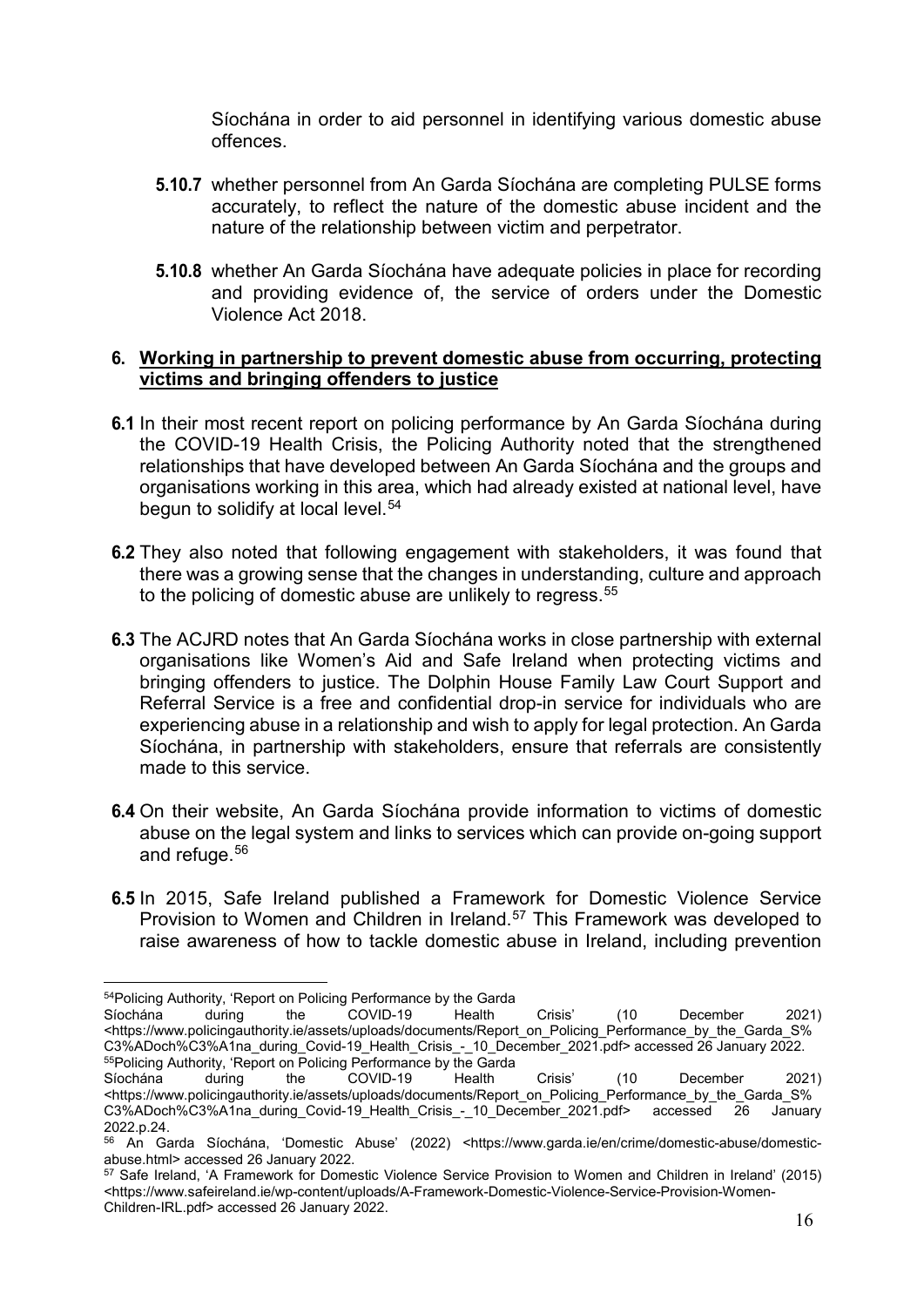Síochána in order to aid personnel in identifying various domestic abuse offences.

**5.10.7** whether personnel from An Garda Síochána are completing PULSE forms accurately, to reflect the nature of the domestic abuse incident and the nature of the relationship between victim and perpetrator.

**5.10.8** whether An Garda Síochána have adequate policies in place for recording and providing evidence of, the service of orders under the Domestic Violence Act 2018.

## 6. Working in partnership to prevent domestic abuse from occurring, protecting victims and bringing offenders to justice

**6.1** In their most recent report on policing performance by An Garda Síochána during the COVID-19 Health Crisis, the Policing Authority noted that the strengthened relationships that have developed between An Garda Síochána and the groups and organisations working in this area, which had already existed at national level, have begun to solidify at local level.[54]

**6.2** They also noted that following engagement with stakeholders, it was found that there was a growing sense that the changes in understanding, culture and approach to the policing of domestic abuse are unlikely to regress.[55]

**6.3** The ACJRD notes that An Garda Síochána works in close partnership with external organisations like Women's Aid and Safe Ireland when protecting victims and bringing offenders to justice. The Dolphin House Family Law Court Support and Referral Service is a free and confidential drop-in service for individuals who are experiencing abuse in a relationship and wish to apply for legal protection. An Garda Síochána, in partnership with stakeholders, ensure that referrals are consistently made to this service.

**6.4** On their website, An Garda Síochána provide information to victims of domestic abuse on the legal system and links to services which can provide on-going support and refuge.[56]

**6.5** In 2015, Safe Ireland published a Framework for Domestic Violence Service Provision to Women and Children in Ireland.[57] This Framework was developed to raise awareness of how to tackle domestic abuse in Ireland, including prevention

---

[54] Policing Authority, 'Report on Policing Performance by the Garda Síochána during the COVID-19 Health Crisis' (10 December 2021) <https://www.policingauthority.ie/assets/uploads/documents/Report_on_Policing_Performance_by_the_Garda_S%C3%ADoch%C3%A1na_during_Covid-19_Health_Crisis_-_10_December_2021.pdf> accessed 26 January 2022.

[55] Policing Authority, 'Report on Policing Performance by the Garda Síochána during the COVID-19 Health Crisis' (10 December 2021) <https://www.policingauthority.ie/assets/uploads/documents/Report_on_Policing_Performance_by_the_Garda_S%C3%ADoch%C3%A1na_during_Covid-19_Health_Crisis_-_10_December_2021.pdf> accessed 26 January 2022.p.24.

[56] An Garda Síochána, 'Domestic Abuse' (2022) <https://www.garda.ie/en/crime/domestic-abuse/domestic-abuse.html> accessed 26 January 2022.

[57] Safe Ireland, 'A Framework for Domestic Violence Service Provision to Women and Children in Ireland' (2015) <https://www.safeireland.ie/wp-content/uploads/A-Framework-Domestic-Violence-Service-Provision-Women-Children-IRL.pdf> accessed 26 January 2022.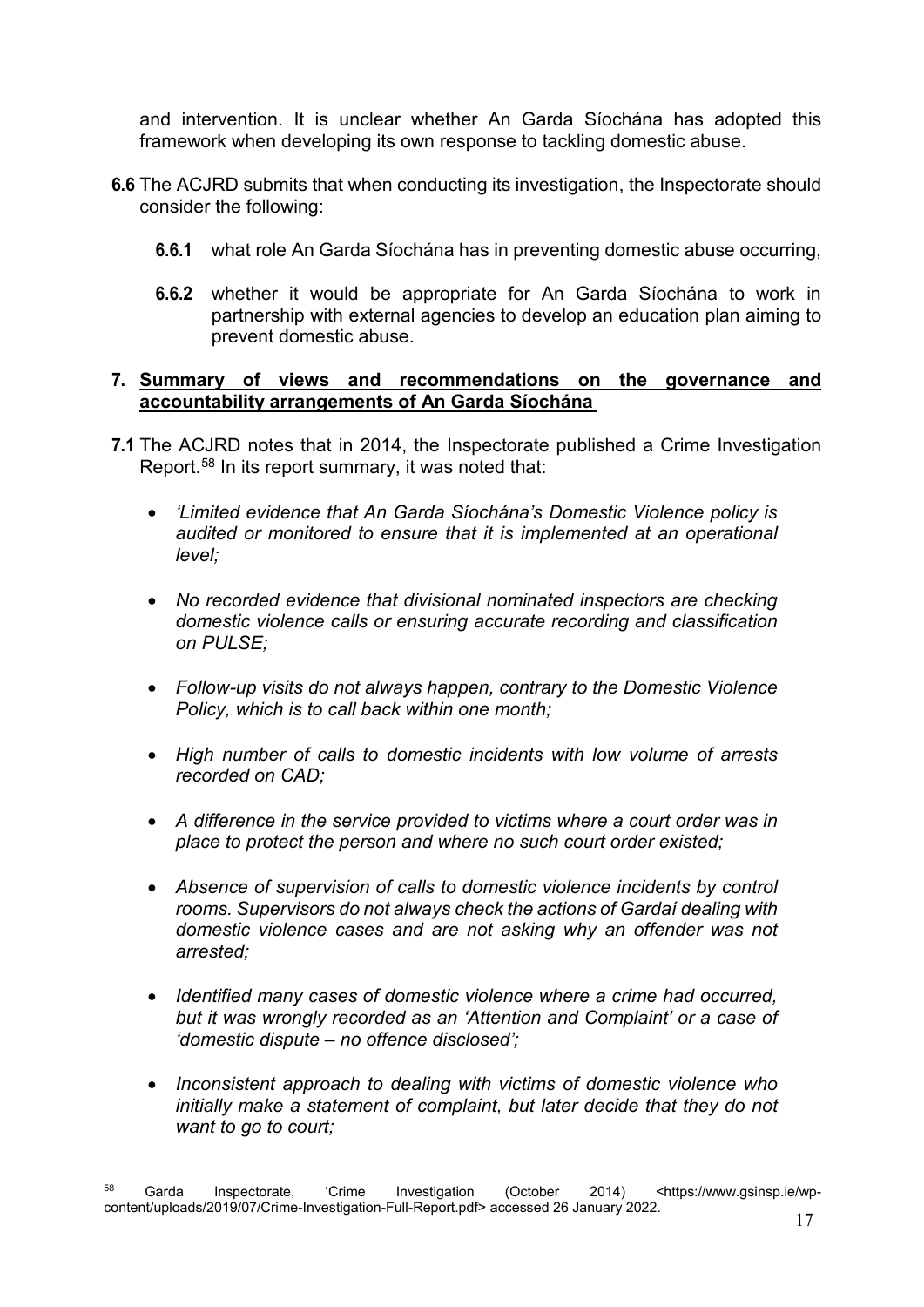and intervention. It is unclear whether An Garda Síochána has adopted this framework when developing its own response to tackling domestic abuse.

**6.6** The ACJRD submits that when conducting its investigation, the Inspectorate should consider the following:

**6.6.1** what role An Garda Síochána has in preventing domestic abuse occurring,

**6.6.2** whether it would be appropriate for An Garda Síochána to work in partnership with external agencies to develop an education plan aiming to prevent domestic abuse.

## 7. Summary of views and recommendations on the governance and accountability arrangements of An Garda Síochána

**7.1** The ACJRD notes that in 2014, the Inspectorate published a Crime Investigation Report.[58] In its report summary, it was noted that:

- *'Limited evidence that An Garda Síochána's Domestic Violence policy is audited or monitored to ensure that it is implemented at an operational level;*
- *No recorded evidence that divisional nominated inspectors are checking domestic violence calls or ensuring accurate recording and classification on PULSE;*
- *Follow-up visits do not always happen, contrary to the Domestic Violence Policy, which is to call back within one month;*
- *High number of calls to domestic incidents with low volume of arrests recorded on CAD;*
- *A difference in the service provided to victims where a court order was in place to protect the person and where no such court order existed;*
- *Absence of supervision of calls to domestic violence incidents by control rooms. Supervisors do not always check the actions of Gardaí dealing with domestic violence cases and are not asking why an offender was not arrested;*
- *Identified many cases of domestic violence where a crime had occurred, but it was wrongly recorded as an 'Attention and Complaint' or a case of 'domestic dispute – no offence disclosed';*
- *Inconsistent approach to dealing with victims of domestic violence who initially make a statement of complaint, but later decide that they do not want to go to court;*

[58] Garda Inspectorate, 'Crime Investigation (October 2014) <https://www.gsinsp.ie/wp-content/uploads/2019/07/Crime-Investigation-Full-Report.pdf> accessed 26 January 2022.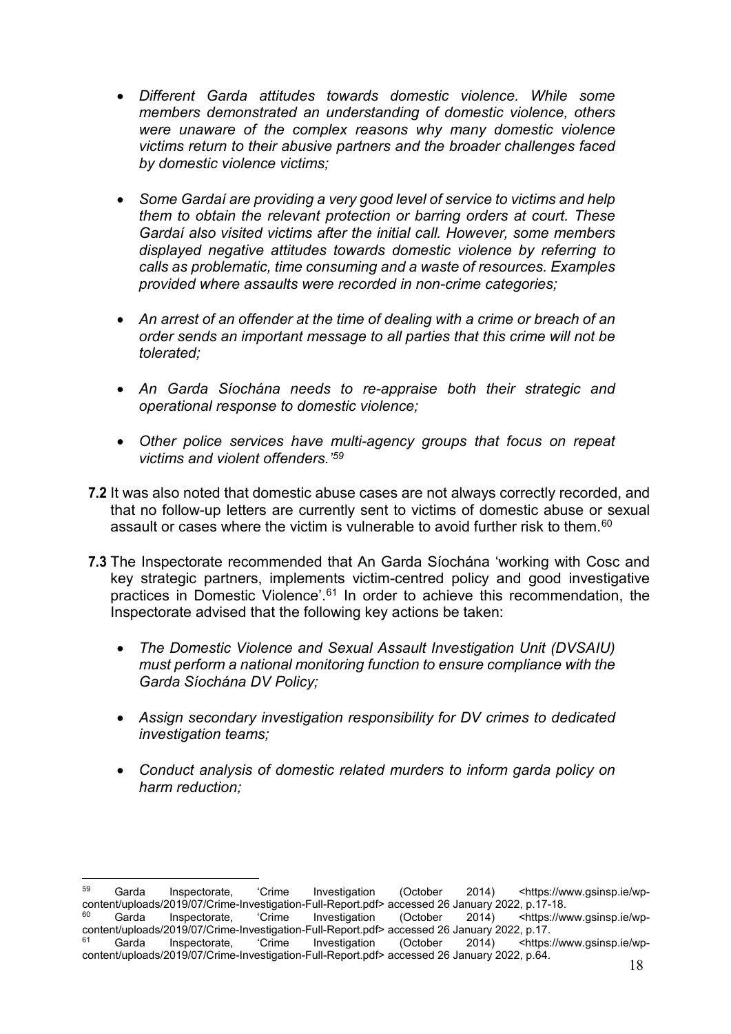- *Different Garda attitudes towards domestic violence. While some members demonstrated an understanding of domestic violence, others were unaware of the complex reasons why many domestic violence victims return to their abusive partners and the broader challenges faced by domestic violence victims;*

- *Some Gardaí are providing a very good level of service to victims and help them to obtain the relevant protection or barring orders at court. These Gardaí also visited victims after the initial call. However, some members displayed negative attitudes towards domestic violence by referring to calls as problematic, time consuming and a waste of resources. Examples provided where assaults were recorded in non-crime categories;*

- *An arrest of an offender at the time of dealing with a crime or breach of an order sends an important message to all parties that this crime will not be tolerated;*

- *An Garda Síochána needs to re-appraise both their strategic and operational response to domestic violence;*

- *Other police services have multi-agency groups that focus on repeat victims and violent offenders.'*[59]

**7.2** It was also noted that domestic abuse cases are not always correctly recorded, and that no follow-up letters are currently sent to victims of domestic abuse or sexual assault or cases where the victim is vulnerable to avoid further risk to them.[60]

**7.3** The Inspectorate recommended that An Garda Síochána 'working with Cosc and key strategic partners, implements victim-centred policy and good investigative practices in Domestic Violence'.[61] In order to achieve this recommendation, the Inspectorate advised that the following key actions be taken:

- *The Domestic Violence and Sexual Assault Investigation Unit (DVSAIU) must perform a national monitoring function to ensure compliance with the Garda Síochána DV Policy;*

- *Assign secondary investigation responsibility for DV crimes to dedicated investigation teams;*

- *Conduct analysis of domestic related murders to inform garda policy on harm reduction;*

---

[59] Garda Inspectorate, 'Crime Investigation (October 2014) <https://www.gsinsp.ie/wp-content/uploads/2019/07/Crime-Investigation-Full-Report.pdf> accessed 26 January 2022, p.17-18.

[60] Garda Inspectorate, 'Crime Investigation (October 2014) <https://www.gsinsp.ie/wp-content/uploads/2019/07/Crime-Investigation-Full-Report.pdf> accessed 26 January 2022, p.17.

[61] Garda Inspectorate, 'Crime Investigation (October 2014) <https://www.gsinsp.ie/wp-content/uploads/2019/07/Crime-Investigation-Full-Report.pdf> accessed 26 January 2022, p.64.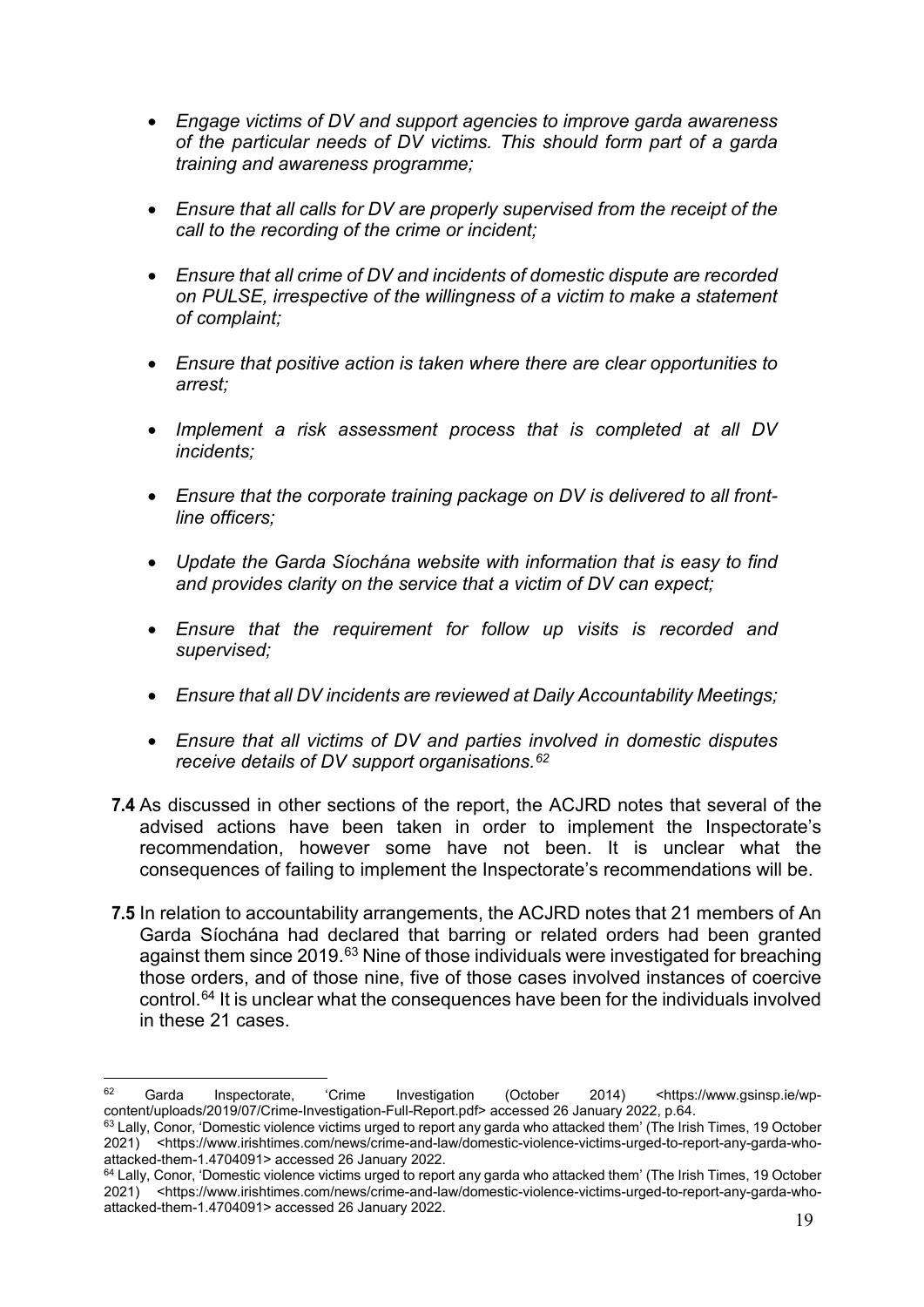- *Engage victims of DV and support agencies to improve garda awareness of the particular needs of DV victims. This should form part of a garda training and awareness programme;*

- *Ensure that all calls for DV are properly supervised from the receipt of the call to the recording of the crime or incident;*

- *Ensure that all crime of DV and incidents of domestic dispute are recorded on PULSE, irrespective of the willingness of a victim to make a statement of complaint;*

- *Ensure that positive action is taken where there are clear opportunities to arrest;*

- *Implement a risk assessment process that is completed at all DV incidents;*

- *Ensure that the corporate training package on DV is delivered to all front-line officers;*

- *Update the Garda Síochána website with information that is easy to find and provides clarity on the service that a victim of DV can expect;*

- *Ensure that the requirement for follow up visits is recorded and supervised;*

- *Ensure that all DV incidents are reviewed at Daily Accountability Meetings;*

- *Ensure that all victims of DV and parties involved in domestic disputes receive details of DV support organisations.*[62]

**7.4** As discussed in other sections of the report, the ACJRD notes that several of the advised actions have been taken in order to implement the Inspectorate's recommendation, however some have not been. It is unclear what the consequences of failing to implement the Inspectorate's recommendations will be.

**7.5** In relation to accountability arrangements, the ACJRD notes that 21 members of An Garda Síochána had declared that barring or related orders had been granted against them since 2019.[63] Nine of those individuals were investigated for breaching those orders, and of those nine, five of those cases involved instances of coercive control.[64] It is unclear what the consequences have been for the individuals involved in these 21 cases.

---

[62] Garda Inspectorate, 'Crime Investigation (October 2014) <https://www.gsinsp.ie/wp-content/uploads/2019/07/Crime-Investigation-Full-Report.pdf> accessed 26 January 2022, p.64.

[63] Lally, Conor, 'Domestic violence victims urged to report any garda who attacked them' (The Irish Times, 19 October 2021) <https://www.irishtimes.com/news/crime-and-law/domestic-violence-victims-urged-to-report-any-garda-who-attacked-them-1.4704091> accessed 26 January 2022.

[64] Lally, Conor, 'Domestic violence victims urged to report any garda who attacked them' (The Irish Times, 19 October 2021) <https://www.irishtimes.com/news/crime-and-law/domestic-violence-victims-urged-to-report-any-garda-who-attacked-them-1.4704091> accessed 26 January 2022.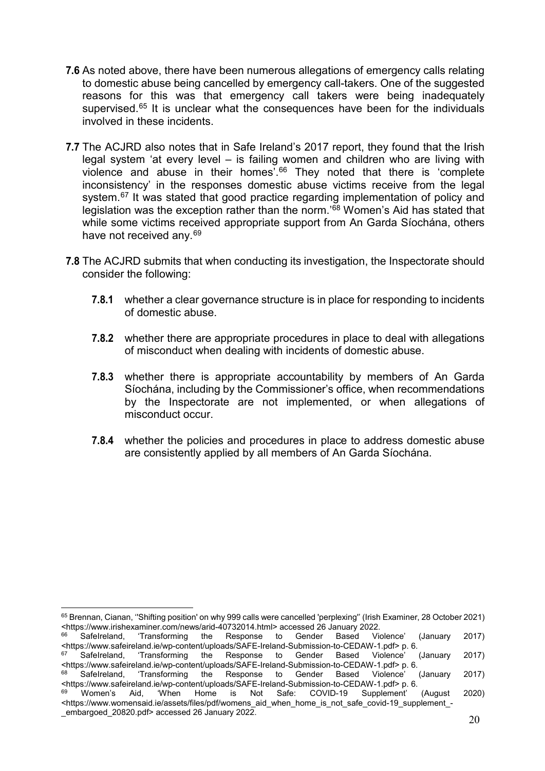**7.6** As noted above, there have been numerous allegations of emergency calls relating to domestic abuse being cancelled by emergency call-takers. One of the suggested reasons for this was that emergency call takers were being inadequately supervised.[65] It is unclear what the consequences have been for the individuals involved in these incidents.

**7.7** The ACJRD also notes that in Safe Ireland's 2017 report, they found that the Irish legal system 'at every level – is failing women and children who are living with violence and abuse in their homes'.[66] They noted that there is 'complete inconsistency' in the responses domestic abuse victims receive from the legal system.[67] It was stated that good practice regarding implementation of policy and legislation was the exception rather than the norm.'[68] Women's Aid has stated that while some victims received appropriate support from An Garda Síochána, others have not received any.[69]

**7.8** The ACJRD submits that when conducting its investigation, the Inspectorate should consider the following:

- **7.8.1** whether a clear governance structure is in place for responding to incidents of domestic abuse.
- **7.8.2** whether there are appropriate procedures in place to deal with allegations of misconduct when dealing with incidents of domestic abuse.
- **7.8.3** whether there is appropriate accountability by members of An Garda Síochána, including by the Commissioner's office, when recommendations by the Inspectorate are not implemented, or when allegations of misconduct occur.
- **7.8.4** whether the policies and procedures in place to address domestic abuse are consistently applied by all members of An Garda Síochána.

---

[65] Brennan, Cianan, ''Shifting position' on why 999 calls were cancelled 'perplexing'' (Irish Examiner, 28 October 2021) <https://www.irishexaminer.com/news/arid-40732014.html> accessed 26 January 2022.

[66] SafeIreland, 'Transforming the Response to Gender Based Violence' (January 2017) <https://www.safeireland.ie/wp-content/uploads/SAFE-Ireland-Submission-to-CEDAW-1.pdf> p. 6.

[67] SafeIreland, 'Transforming the Response to Gender Based Violence' (January 2017) <https://www.safeireland.ie/wp-content/uploads/SAFE-Ireland-Submission-to-CEDAW-1.pdf> p. 6.

[68] SafeIreland, 'Transforming the Response to Gender Based Violence' (January 2017) <https://www.safeireland.ie/wp-content/uploads/SAFE-Ireland-Submission-to-CEDAW-1.pdf> p. 6.

[69] Women's Aid, 'When Home is Not Safe: COVID-19 Supplement' (August 2020) <https://www.womensaid.ie/assets/files/pdf/womens_aid_when_home_is_not_safe_covid-19_supplement_-_embargoed_20820.pdf> accessed 26 January 2022.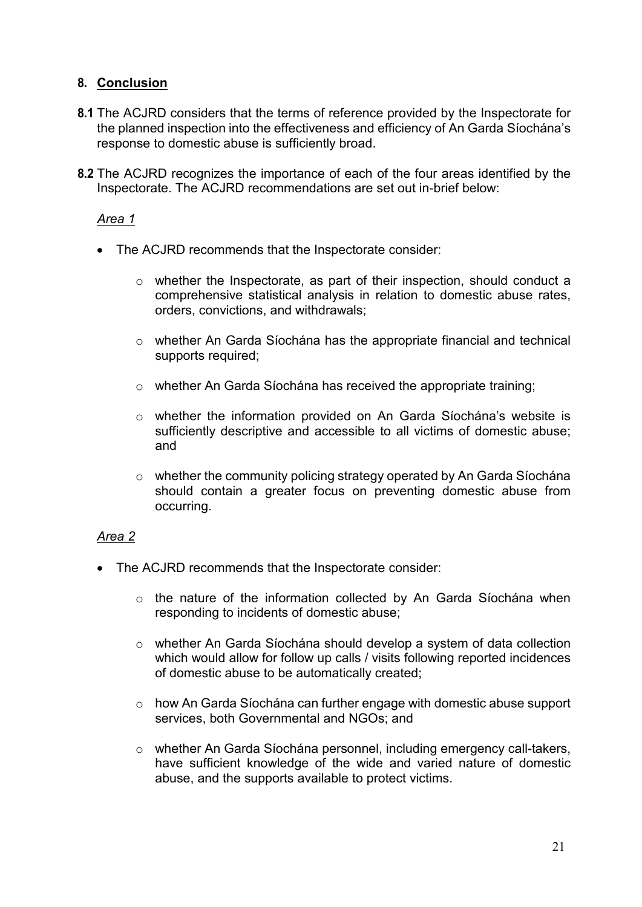## 8. Conclusion

**8.1** The ACJRD considers that the terms of reference provided by the Inspectorate for the planned inspection into the effectiveness and efficiency of An Garda Síochána's response to domestic abuse is sufficiently broad.

**8.2** The ACJRD recognizes the importance of each of the four areas identified by the Inspectorate. The ACJRD recommendations are set out in-brief below:

*Area 1*

- The ACJRD recommends that the Inspectorate consider:
  - whether the Inspectorate, as part of their inspection, should conduct a comprehensive statistical analysis in relation to domestic abuse rates, orders, convictions, and withdrawals;
  - whether An Garda Síochána has the appropriate financial and technical supports required;
  - whether An Garda Síochána has received the appropriate training;
  - whether the information provided on An Garda Síochána's website is sufficiently descriptive and accessible to all victims of domestic abuse; and
  - whether the community policing strategy operated by An Garda Síochána should contain a greater focus on preventing domestic abuse from occurring.

*Area 2*

- The ACJRD recommends that the Inspectorate consider:
  - the nature of the information collected by An Garda Síochána when responding to incidents of domestic abuse;
  - whether An Garda Síochána should develop a system of data collection which would allow for follow up calls / visits following reported incidences of domestic abuse to be automatically created;
  - how An Garda Síochána can further engage with domestic abuse support services, both Governmental and NGOs; and
  - whether An Garda Síochána personnel, including emergency call-takers, have sufficient knowledge of the wide and varied nature of domestic abuse, and the supports available to protect victims.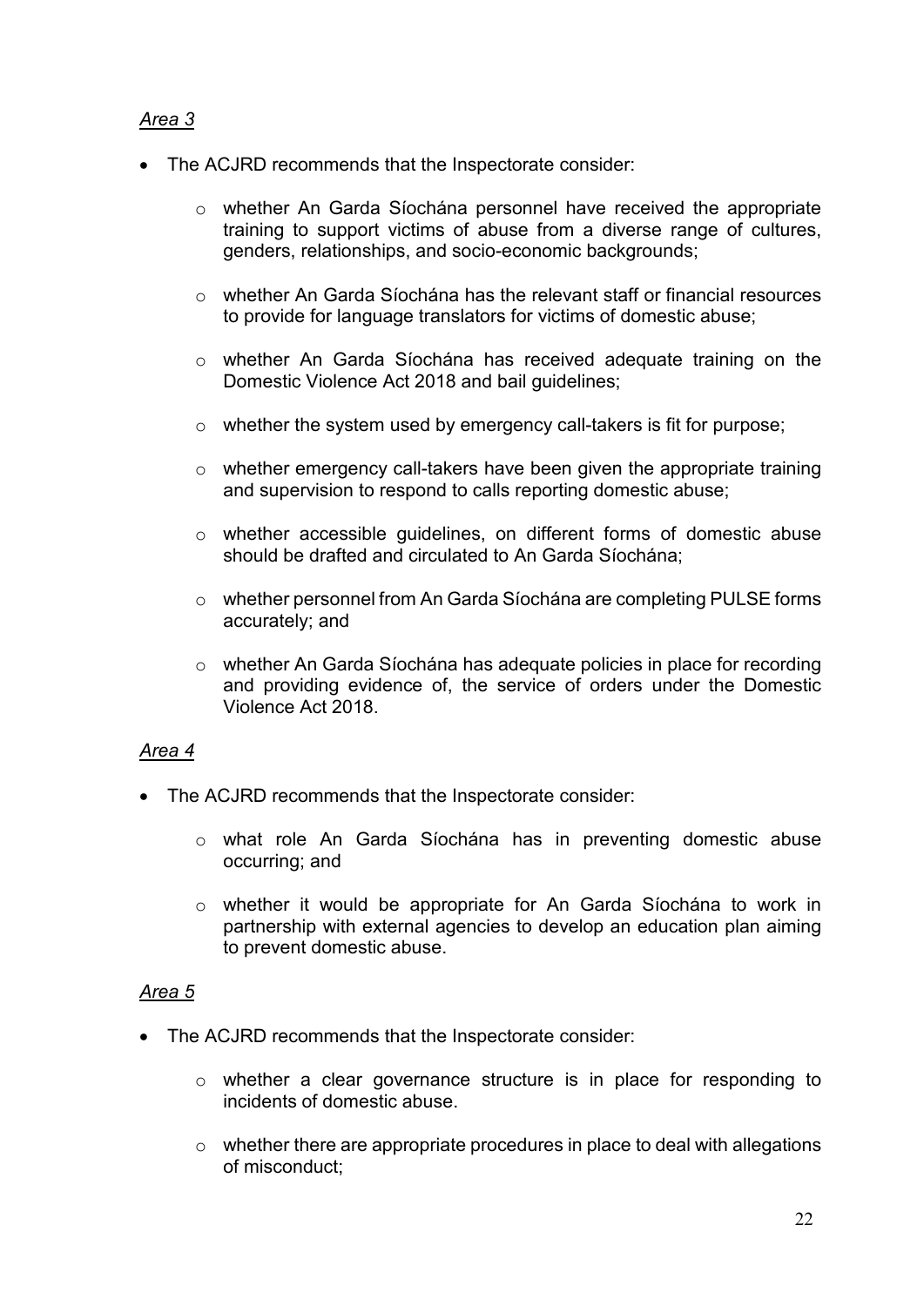*Area 3*

- The ACJRD recommends that the Inspectorate consider:
  - whether An Garda Síochána personnel have received the appropriate training to support victims of abuse from a diverse range of cultures, genders, relationships, and socio-economic backgrounds;
  - whether An Garda Síochána has the relevant staff or financial resources to provide for language translators for victims of domestic abuse;
  - whether An Garda Síochána has received adequate training on the Domestic Violence Act 2018 and bail guidelines;
  - whether the system used by emergency call-takers is fit for purpose;
  - whether emergency call-takers have been given the appropriate training and supervision to respond to calls reporting domestic abuse;
  - whether accessible guidelines, on different forms of domestic abuse should be drafted and circulated to An Garda Síochána;
  - whether personnel from An Garda Síochána are completing PULSE forms accurately; and
  - whether An Garda Síochána has adequate policies in place for recording and providing evidence of, the service of orders under the Domestic Violence Act 2018.

*Area 4*

- The ACJRD recommends that the Inspectorate consider:
  - what role An Garda Síochána has in preventing domestic abuse occurring; and
  - whether it would be appropriate for An Garda Síochána to work in partnership with external agencies to develop an education plan aiming to prevent domestic abuse.

*Area 5*

- The ACJRD recommends that the Inspectorate consider:
  - whether a clear governance structure is in place for responding to incidents of domestic abuse.
  - whether there are appropriate procedures in place to deal with allegations of misconduct;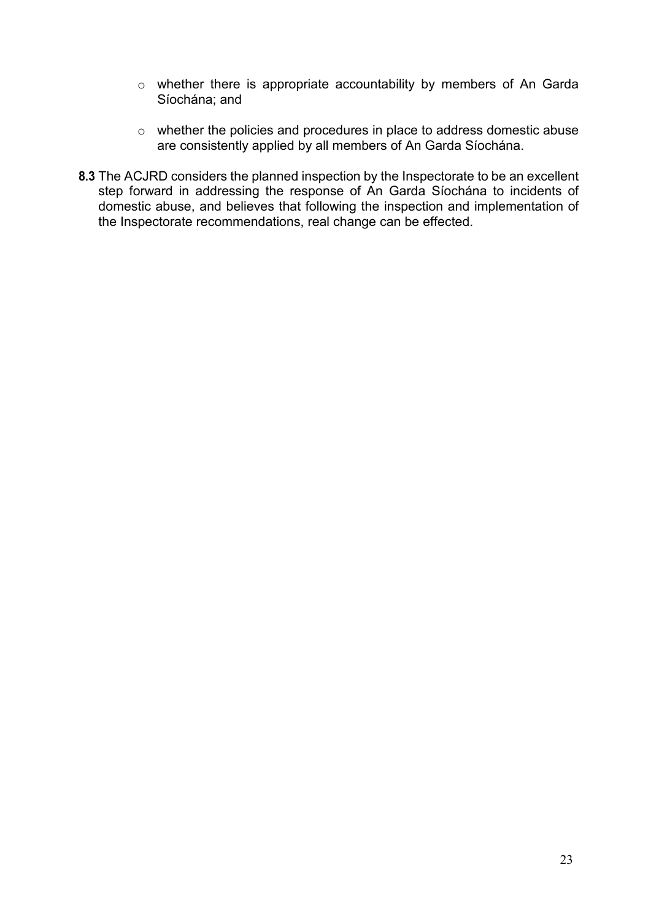- whether there is appropriate accountability by members of An Garda Síochána; and

- whether the policies and procedures in place to address domestic abuse are consistently applied by all members of An Garda Síochána.

**8.3** The ACJRD considers the planned inspection by the Inspectorate to be an excellent step forward in addressing the response of An Garda Síochána to incidents of domestic abuse, and believes that following the inspection and implementation of the Inspectorate recommendations, real change can be effected.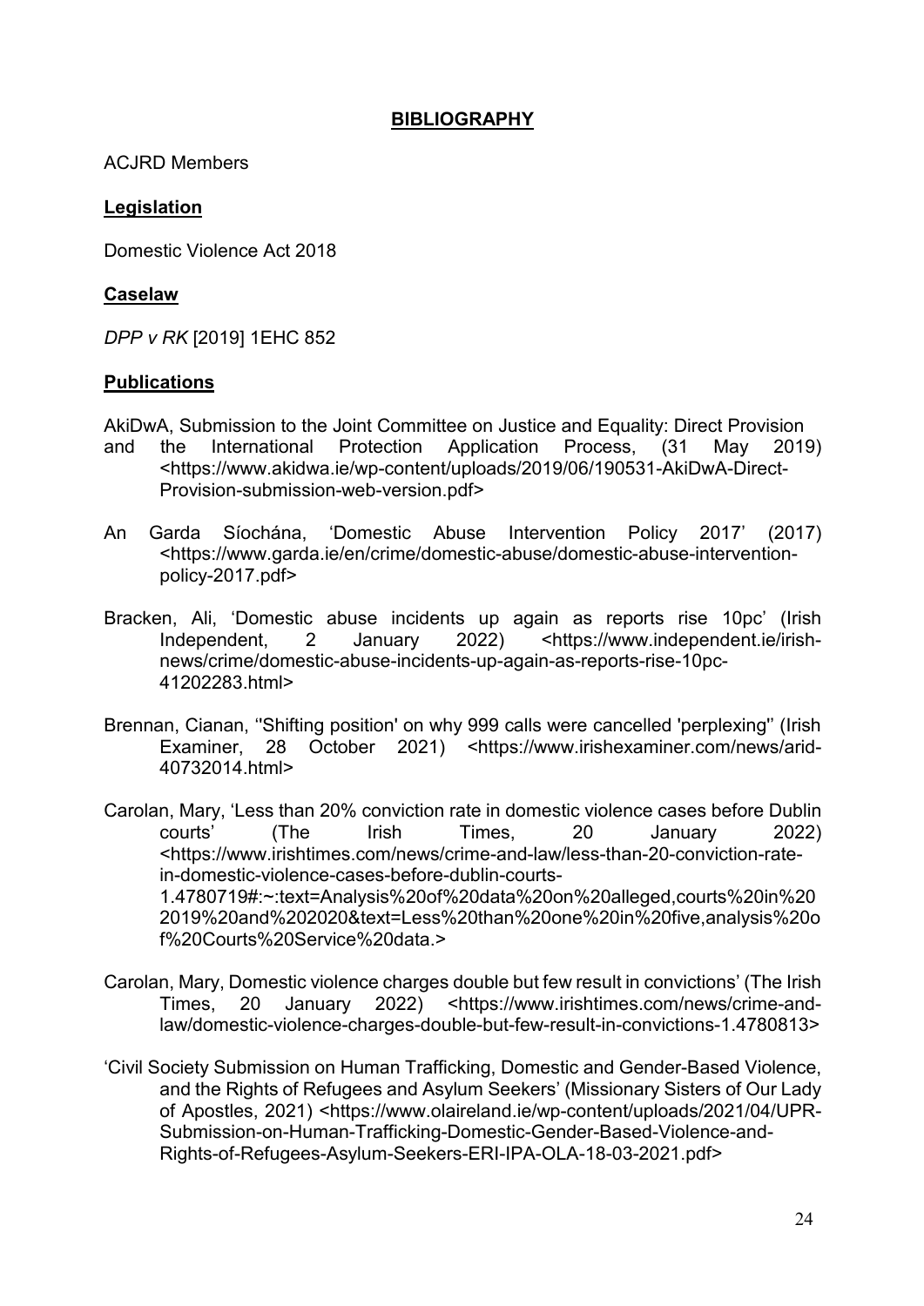## BIBLIOGRAPHY

ACJRD Members

**Legislation**

Domestic Violence Act 2018

**Caselaw**

*DPP v RK* [2019] 1EHC 852

**Publications**

AkiDwA, Submission to the Joint Committee on Justice and Equality: Direct Provision and the International Protection Application Process, (31 May 2019) <https://www.akidwa.ie/wp-content/uploads/2019/06/190531-AkiDwA-Direct-Provision-submission-web-version.pdf>

An Garda Síochána, 'Domestic Abuse Intervention Policy 2017' (2017) <https://www.garda.ie/en/crime/domestic-abuse/domestic-abuse-intervention-policy-2017.pdf>

Bracken, Ali, 'Domestic abuse incidents up again as reports rise 10pc' (Irish Independent, 2 January 2022) <https://www.independent.ie/irish-news/crime/domestic-abuse-incidents-up-again-as-reports-rise-10pc-41202283.html>

Brennan, Cianan, ''Shifting position' on why 999 calls were cancelled 'perplexing'' (Irish Examiner, 28 October 2021) <https://www.irishexaminer.com/news/arid-40732014.html>

Carolan, Mary, 'Less than 20% conviction rate in domestic violence cases before Dublin courts' (The Irish Times, 20 January 2022) <https://www.irishtimes.com/news/crime-and-law/less-than-20-conviction-rate-in-domestic-violence-cases-before-dublin-courts-1.4780719#:~:text=Analysis%20of%20data%20on%20alleged,courts%20in%202019%20and%202020&text=Less%20than%20one%20in%20five,analysis%20of%20Courts%20Service%20data.>

Carolan, Mary, Domestic violence charges double but few result in convictions' (The Irish Times, 20 January 2022) <https://www.irishtimes.com/news/crime-and-law/domestic-violence-charges-double-but-few-result-in-convictions-1.4780813>

'Civil Society Submission on Human Trafficking, Domestic and Gender-Based Violence, and the Rights of Refugees and Asylum Seekers' (Missionary Sisters of Our Lady of Apostles, 2021) <https://www.olaireland.ie/wp-content/uploads/2021/04/UPR-Submission-on-Human-Trafficking-Domestic-Gender-Based-Violence-and-Rights-of-Refugees-Asylum-Seekers-ERI-IPA-OLA-18-03-2021.pdf>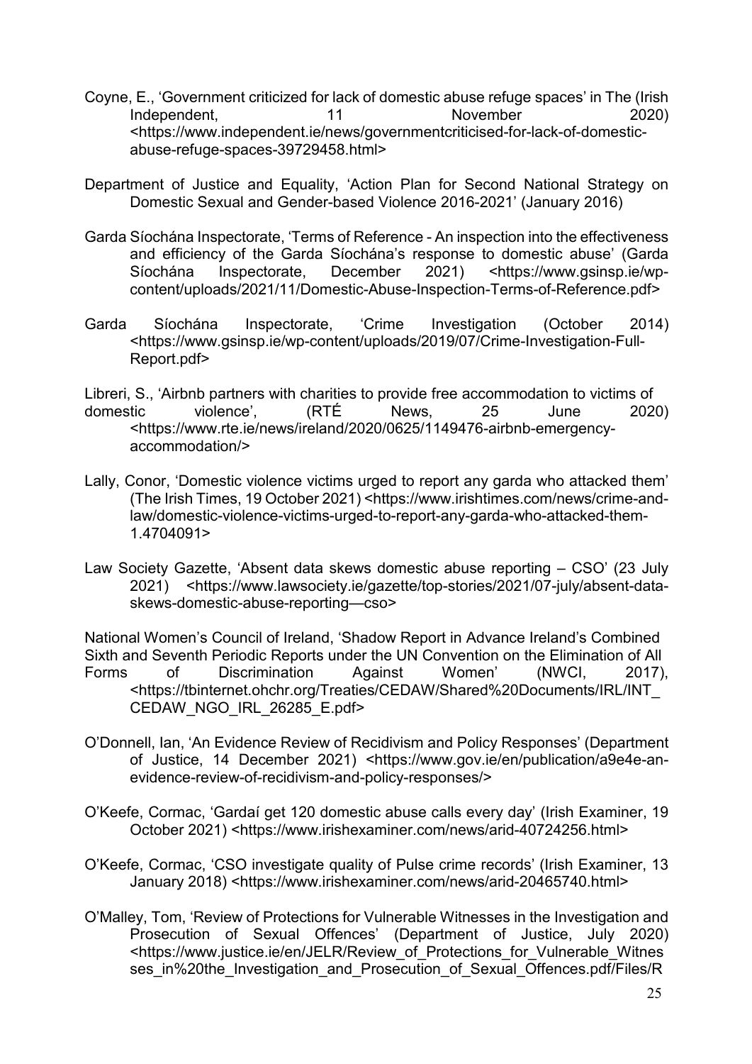Coyne, E., 'Government criticized for lack of domestic abuse refuge spaces' in The (Irish Independent, 11 November 2020) <https://www.independent.ie/news/governmentcriticised-for-lack-of-domestic-abuse-refuge-spaces-39729458.html>

Department of Justice and Equality, 'Action Plan for Second National Strategy on Domestic Sexual and Gender-based Violence 2016-2021' (January 2016)

Garda Síochána Inspectorate, 'Terms of Reference - An inspection into the effectiveness and efficiency of the Garda Síochána's response to domestic abuse' (Garda Síochána Inspectorate, December 2021) <https://www.gsinsp.ie/wp-content/uploads/2021/11/Domestic-Abuse-Inspection-Terms-of-Reference.pdf>

Garda Síochána Inspectorate, 'Crime Investigation (October 2014) <https://www.gsinsp.ie/wp-content/uploads/2019/07/Crime-Investigation-Full-Report.pdf>

Libreri, S., 'Airbnb partners with charities to provide free accommodation to victims of domestic violence', (RTÉ News, 25 June 2020) <https://www.rte.ie/news/ireland/2020/0625/1149476-airbnb-emergency-accommodation/>

Lally, Conor, 'Domestic violence victims urged to report any garda who attacked them' (The Irish Times, 19 October 2021) <https://www.irishtimes.com/news/crime-and-law/domestic-violence-victims-urged-to-report-any-garda-who-attacked-them-1.4704091>

Law Society Gazette, 'Absent data skews domestic abuse reporting – CSO' (23 July 2021) <https://www.lawsociety.ie/gazette/top-stories/2021/07-july/absent-data-skews-domestic-abuse-reporting—cso>

National Women's Council of Ireland, 'Shadow Report in Advance Ireland's Combined Sixth and Seventh Periodic Reports under the UN Convention on the Elimination of All Forms of Discrimination Against Women' (NWCI, 2017), <https://tbinternet.ohchr.org/Treaties/CEDAW/Shared%20Documents/IRL/INT_CEDAW_NGO_IRL_26285_E.pdf>

O'Donnell, Ian, 'An Evidence Review of Recidivism and Policy Responses' (Department of Justice, 14 December 2021) <https://www.gov.ie/en/publication/a9e4e-an-evidence-review-of-recidivism-and-policy-responses/>

O'Keefe, Cormac, 'Gardaí get 120 domestic abuse calls every day' (Irish Examiner, 19 October 2021) <https://www.irishexaminer.com/news/arid-40724256.html>

O'Keefe, Cormac, 'CSO investigate quality of Pulse crime records' (Irish Examiner, 13 January 2018) <https://www.irishexaminer.com/news/arid-20465740.html>

O'Malley, Tom, 'Review of Protections for Vulnerable Witnesses in the Investigation and Prosecution of Sexual Offences' (Department of Justice, July 2020) <https://www.justice.ie/en/JELR/Review_of_Protections_for_Vulnerable_Witnesses_in%20the_Investigation_and_Prosecution_of_Sexual_Offences.pdf/Files/R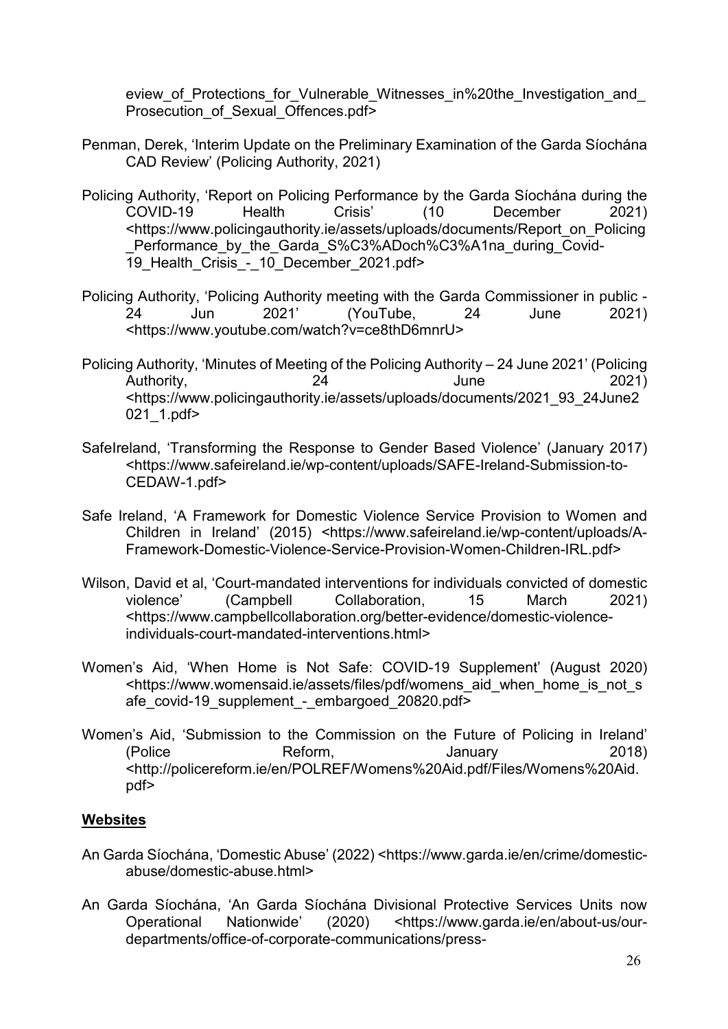eview_of_Protections_for_Vulnerable_Witnesses_in%20the_Investigation_and_Prosecution_of_Sexual_Offences.pdf>

Penman, Derek, 'Interim Update on the Preliminary Examination of the Garda Síochána CAD Review' (Policing Authority, 2021)

Policing Authority, 'Report on Policing Performance by the Garda Síochána during the COVID-19 Health Crisis' (10 December 2021) <https://www.policingauthority.ie/assets/uploads/documents/Report_on_Policing_Performance_by_the_Garda_S%C3%ADoch%C3%A1na_during_Covid-19_Health_Crisis_-_10_December_2021.pdf>

Policing Authority, 'Policing Authority meeting with the Garda Commissioner in public - 24 Jun 2021' (YouTube, 24 June 2021) <https://www.youtube.com/watch?v=ce8thD6mnrU>

Policing Authority, 'Minutes of Meeting of the Policing Authority – 24 June 2021' (Policing Authority, 24 June 2021) <https://www.policingauthority.ie/assets/uploads/documents/2021_93_24June2021_1.pdf>

SafeIreland, 'Transforming the Response to Gender Based Violence' (January 2017) <https://www.safeireland.ie/wp-content/uploads/SAFE-Ireland-Submission-to-CEDAW-1.pdf>

Safe Ireland, 'A Framework for Domestic Violence Service Provision to Women and Children in Ireland' (2015) <https://www.safeireland.ie/wp-content/uploads/A-Framework-Domestic-Violence-Service-Provision-Women-Children-IRL.pdf>

Wilson, David et al, 'Court-mandated interventions for individuals convicted of domestic violence' (Campbell Collaboration, 15 March 2021) <https://www.campbellcollaboration.org/better-evidence/domestic-violence-individuals-court-mandated-interventions.html>

Women's Aid, 'When Home is Not Safe: COVID-19 Supplement' (August 2020) <https://www.womensaid.ie/assets/files/pdf/womens_aid_when_home_is_not_safe_covid-19_supplement_-_embargoed_20820.pdf>

Women's Aid, 'Submission to the Commission on the Future of Policing in Ireland' (Police Reform, January 2018) <http://policereform.ie/en/POLREF/Womens%20Aid.pdf/Files/Womens%20Aid.pdf>

## Websites

An Garda Síochána, 'Domestic Abuse' (2022) <https://www.garda.ie/en/crime/domestic-abuse/domestic-abuse.html>

An Garda Síochána, 'An Garda Síochána Divisional Protective Services Units now Operational Nationwide' (2020) <https://www.garda.ie/en/about-us/our-departments/office-of-corporate-communications/press-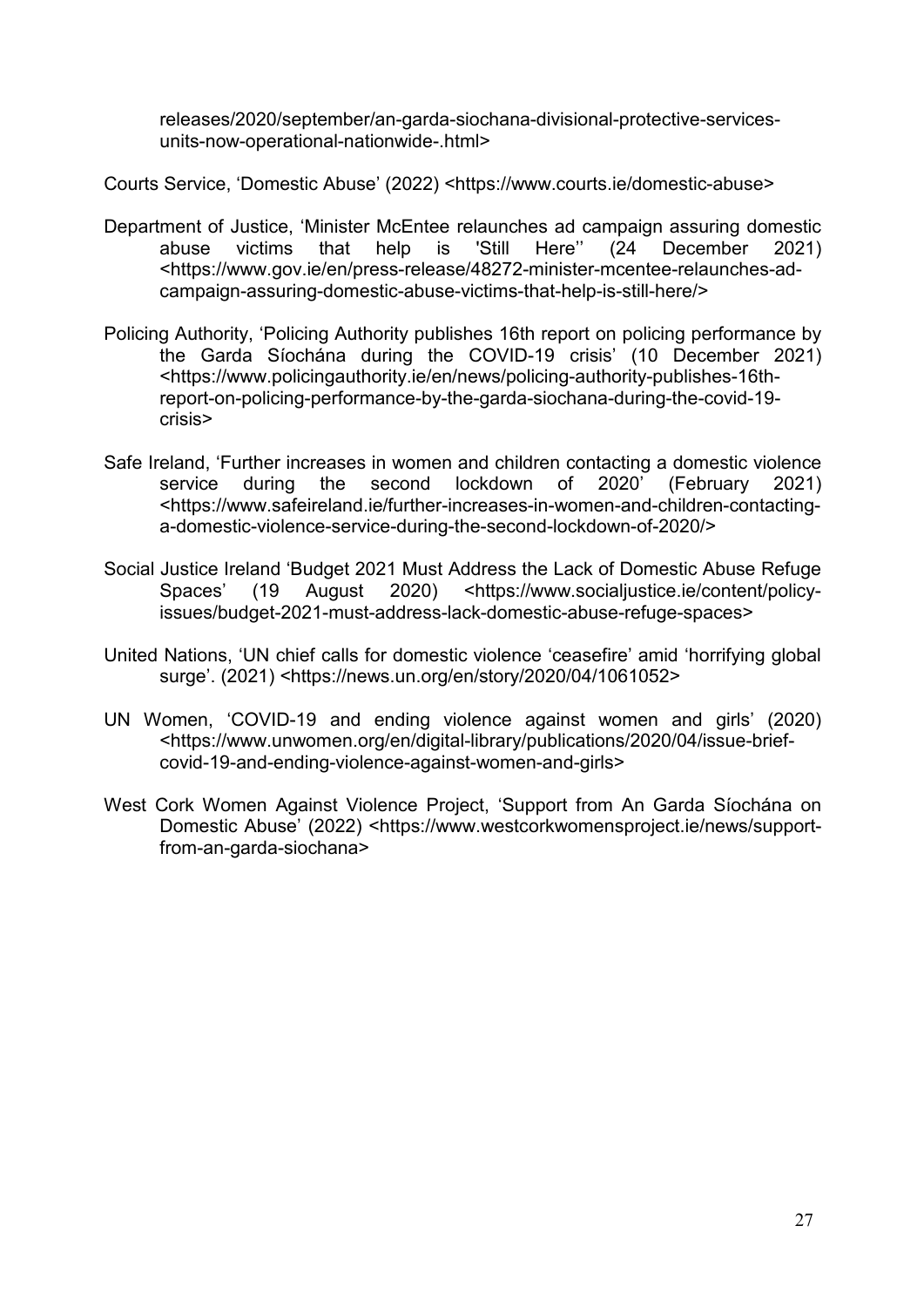releases/2020/september/an-garda-siochana-divisional-protective-services-units-now-operational-nationwide-.html>

Courts Service, 'Domestic Abuse' (2022) <https://www.courts.ie/domestic-abuse>

Department of Justice, 'Minister McEntee relaunches ad campaign assuring domestic abuse victims that help is 'Still Here'' (24 December 2021) <https://www.gov.ie/en/press-release/48272-minister-mcentee-relaunches-ad-campaign-assuring-domestic-abuse-victims-that-help-is-still-here/>

Policing Authority, 'Policing Authority publishes 16th report on policing performance by the Garda Síochána during the COVID-19 crisis' (10 December 2021) <https://www.policingauthority.ie/en/news/policing-authority-publishes-16th-report-on-policing-performance-by-the-garda-siochana-during-the-covid-19-crisis>

Safe Ireland, 'Further increases in women and children contacting a domestic violence service during the second lockdown of 2020' (February 2021) <https://www.safeireland.ie/further-increases-in-women-and-children-contacting-a-domestic-violence-service-during-the-second-lockdown-of-2020/>

Social Justice Ireland 'Budget 2021 Must Address the Lack of Domestic Abuse Refuge Spaces' (19 August 2020) <https://www.socialjustice.ie/content/policy-issues/budget-2021-must-address-lack-domestic-abuse-refuge-spaces>

United Nations, 'UN chief calls for domestic violence 'ceasefire' amid 'horrifying global surge'. (2021) <https://news.un.org/en/story/2020/04/1061052>

UN Women, 'COVID-19 and ending violence against women and girls' (2020) <https://www.unwomen.org/en/digital-library/publications/2020/04/issue-brief-covid-19-and-ending-violence-against-women-and-girls>

West Cork Women Against Violence Project, 'Support from An Garda Síochána on Domestic Abuse' (2022) <https://www.westcorkwomensproject.ie/news/support-from-an-garda-siochana>